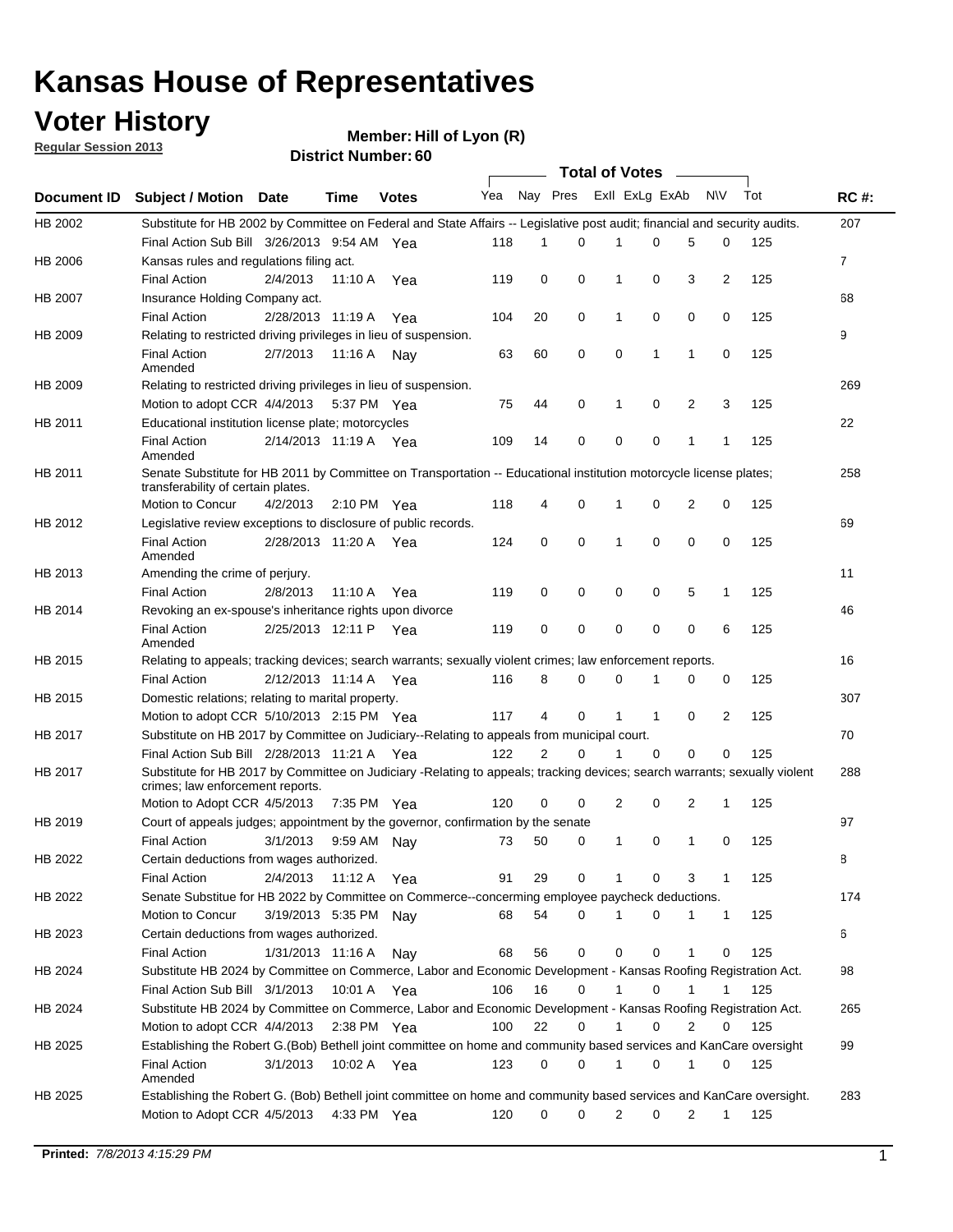# Kansas House of Representatives

## Voter History

**Regular Session 2013**

**Member: Hill of Lyon (R)**

**District Number: 60**

| Document ID | Subject / Motion | Date | Time | Votes | Yea | Nay | Pres | ExII | ExLg | ExAb | N\V | Tot | RC #: |
|---|---|---|---|---|---|---|---|---|---|---|---|---|---|
| HB 2002 | Substitute for HB 2002 by Committee on Federal and State Affairs -- Legislative post audit; financial and security audits. | | | | | | | | | | | | 207 |
| | Final Action Sub Bill | 3/26/2013 | 9:54 AM | Yea | 118 | 1 | 0 | 1 | 0 | 5 | 0 | 125 | |
| HB 2006 | Kansas rules and regulations filing act. | | | | | | | | | | | | 7 |
| | Final Action | 2/4/2013 | 11:10 A | Yea | 119 | 0 | 0 | 1 | 0 | 3 | 2 | 125 | |
| HB 2007 | Insurance Holding Company act. | | | | | | | | | | | | 68 |
| | Final Action | 2/28/2013 | 11:19 A | Yea | 104 | 20 | 0 | 1 | 0 | 0 | 0 | 125 | |
| HB 2009 | Relating to restricted driving privileges in lieu of suspension. | | | | | | | | | | | | 9 |
| | Final Action Amended | 2/7/2013 | 11:16 A | Nay | 63 | 60 | 0 | 0 | 1 | 1 | 0 | 125 | |
| HB 2009 | Relating to restricted driving privileges in lieu of suspension. | | | | | | | | | | | | 269 |
| | Motion to adopt CCR | 4/4/2013 | 5:37 PM | Yea | 75 | 44 | 0 | 1 | 0 | 2 | 3 | 125 | |
| HB 2011 | Educational institution license plate; motorcycles | | | | | | | | | | | | 22 |
| | Final Action Amended | 2/14/2013 | 11:19 A | Yea | 109 | 14 | 0 | 0 | 0 | 1 | 1 | 125 | |
| HB 2011 | Senate Substitute for HB 2011 by Committee on Transportation -- Educational institution motorcycle license plates; transferability of certain plates. | | | | | | | | | | | | 258 |
| | Motion to Concur | 4/2/2013 | 2:10 PM | Yea | 118 | 4 | 0 | 1 | 0 | 2 | 0 | 125 | |
| HB 2012 | Legislative review exceptions to disclosure of public records. | | | | | | | | | | | | 69 |
| | Final Action Amended | 2/28/2013 | 11:20 A | Yea | 124 | 0 | 0 | 1 | 0 | 0 | 0 | 125 | |
| HB 2013 | Amending the crime of perjury. | | | | | | | | | | | | 11 |
| | Final Action | 2/8/2013 | 11:10 A | Yea | 119 | 0 | 0 | 0 | 0 | 5 | 1 | 125 | |
| HB 2014 | Revoking an ex-spouse's inheritance rights upon divorce | | | | | | | | | | | | 46 |
| | Final Action Amended | 2/25/2013 | 12:11 P | Yea | 119 | 0 | 0 | 0 | 0 | 0 | 6 | 125 | |
| HB 2015 | Relating to appeals; tracking devices; search warrants; sexually violent crimes; law enforcement reports. | | | | | | | | | | | | 16 |
| | Final Action | 2/12/2013 | 11:14 A | Yea | 116 | 8 | 0 | 0 | 1 | 0 | 0 | 125 | |
| HB 2015 | Domestic relations; relating to marital property. | | | | | | | | | | | | 307 |
| | Motion to adopt CCR | 5/10/2013 | 2:15 PM | Yea | 117 | 4 | 0 | 1 | 1 | 0 | 2 | 125 | |
| HB 2017 | Substitute on HB 2017 by Committee on Judiciary--Relating to appeals from municipal court. | | | | | | | | | | | | 70 |
| | Final Action Sub Bill | 2/28/2013 | 11:21 A | Yea | 122 | 2 | 0 | 1 | 0 | 0 | 0 | 125 | |
| HB 2017 | Substitute for HB 2017 by Committee on Judiciary -Relating to appeals; tracking devices; search warrants; sexually violent crimes; law enforcement reports. | | | | | | | | | | | | 288 |
| | Motion to Adopt CCR | 4/5/2013 | 7:35 PM | Yea | 120 | 0 | 0 | 2 | 0 | 2 | 1 | 125 | |
| HB 2019 | Court of appeals judges; appointment by the governor, confirmation by the senate | | | | | | | | | | | | 97 |
| | Final Action | 3/1/2013 | 9:59 AM | Nay | 73 | 50 | 0 | 1 | 0 | 1 | 0 | 125 | |
| HB 2022 | Certain deductions from wages authorized. | | | | | | | | | | | | 8 |
| | Final Action | 2/4/2013 | 11:12 A | Yea | 91 | 29 | 0 | 1 | 0 | 3 | 1 | 125 | |
| HB 2022 | Senate Substitue for HB 2022 by Committee on Commerce--concerning employee paycheck deductions. | | | | | | | | | | | | 174 |
| | Motion to Concur | 3/19/2013 | 5:35 PM | Nay | 68 | 54 | 0 | 1 | 0 | 1 | 1 | 125 | |
| HB 2023 | Certain deductions from wages authorized. | | | | | | | | | | | | 6 |
| | Final Action | 1/31/2013 | 11:16 A | Nay | 68 | 56 | 0 | 0 | 0 | 1 | 0 | 125 | |
| HB 2024 | Substitute HB 2024 by Committee on Commerce, Labor and Economic Development - Kansas Roofing Registration Act. | | | | | | | | | | | | 98 |
| | Final Action Sub Bill | 3/1/2013 | 10:01 A | Yea | 106 | 16 | 0 | 1 | 0 | 1 | 1 | 125 | |
| HB 2024 | Substitute HB 2024 by Committee on Commerce, Labor and Economic Development - Kansas Roofing Registration Act. | | | | | | | | | | | | 265 |
| | Motion to adopt CCR | 4/4/2013 | 2:38 PM | Yea | 100 | 22 | 0 | 1 | 0 | 2 | 0 | 125 | |
| HB 2025 | Establishing the Robert G.(Bob) Bethell joint committee on home and community based services and KanCare oversight | | | | | | | | | | | | 99 |
| | Final Action Amended | 3/1/2013 | 10:02 A | Yea | 123 | 0 | 0 | 1 | 0 | 1 | 0 | 125 | |
| HB 2025 | Establishing the Robert G. (Bob) Bethell joint committee on home and community based services and KanCare oversight. | | | | | | | | | | | | 283 |
| | Motion to Adopt CCR | 4/5/2013 | 4:33 PM | Yea | 120 | 0 | 0 | 2 | 0 | 2 | 1 | 125 | |

**Printed:** *7/8/2013 4:15:29 PM*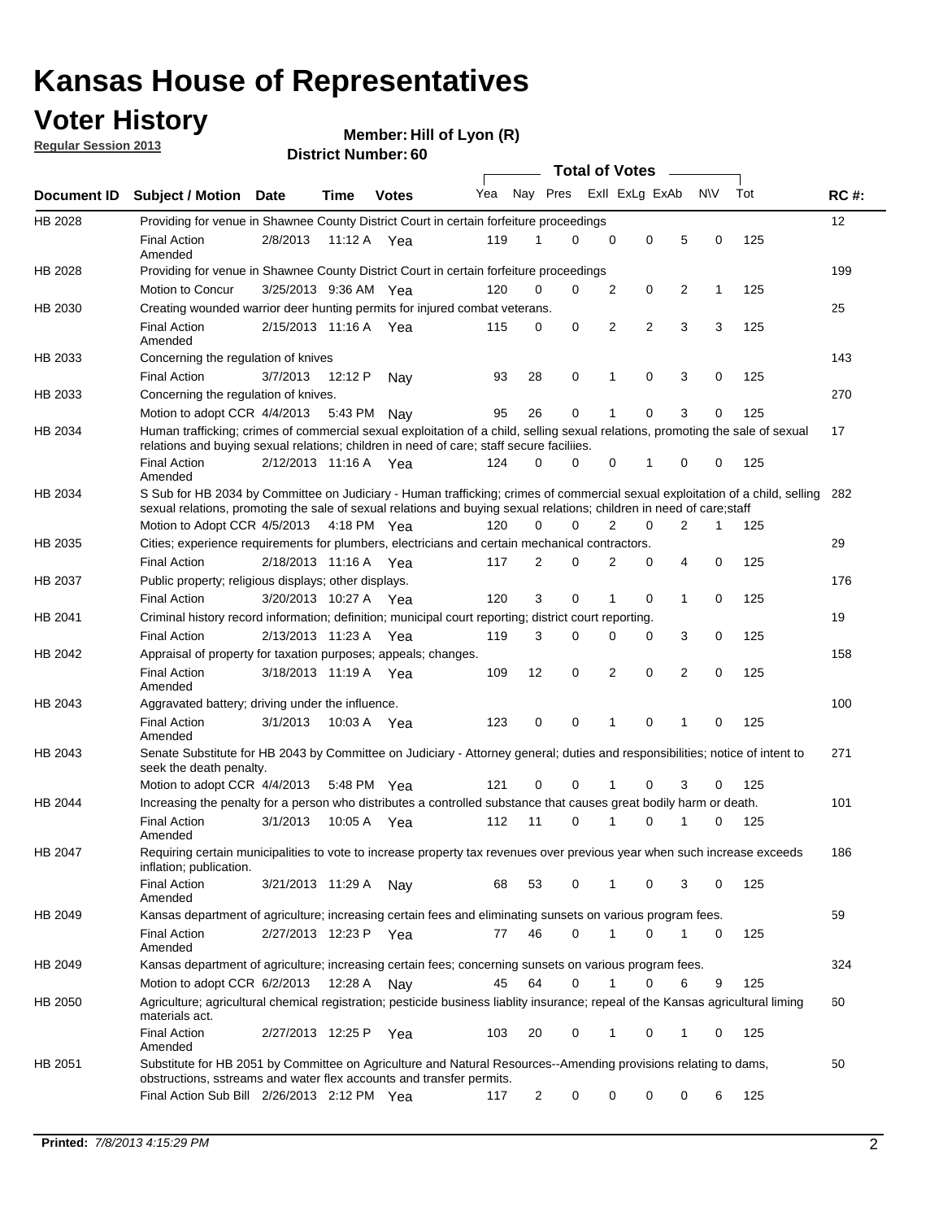# Kansas House of Representatives

## Voter History

**Regular Session 2013**

**Member: Hill of Lyon (R)**

**District Number: 60**

| Document ID | Subject / Motion | Date | Time | Votes | Yea | Nay | Pres | ExII | ExLg | ExAb | N\V | Tot | RC #: |
|---|---|---|---|---|---|---|---|---|---|---|---|---|---|
| HB 2028 | Providing for venue in Shawnee County District Court in certain forfeiture proceedings | | | | | | | | | | | | 12 |
| | Final Action Amended | 2/8/2013 | 11:12 A | Yea | 119 | 1 | 0 | 0 | 0 | 5 | 0 | 125 | |
| HB 2028 | Providing for venue in Shawnee County District Court in certain forfeiture proceedings | | | | | | | | | | | | 199 |
| | Motion to Concur | 3/25/2013 | 9:36 AM | Yea | 120 | 0 | 0 | 2 | 0 | 2 | 1 | 125 | |
| HB 2030 | Creating wounded warrior deer hunting permits for injured combat veterans. | | | | | | | | | | | | 25 |
| | Final Action Amended | 2/15/2013 | 11:16 A | Yea | 115 | 0 | 0 | 2 | 2 | 3 | 3 | 125 | |
| HB 2033 | Concerning the regulation of knives | | | | | | | | | | | | 143 |
| | Final Action | 3/7/2013 | 12:12 P | Nay | 93 | 28 | 0 | 1 | 0 | 3 | 0 | 125 | |
| HB 2033 | Concerning the regulation of knives. | | | | | | | | | | | | 270 |
| | Motion to adopt CCR | 4/4/2013 | 5:43 PM | Nay | 95 | 26 | 0 | 1 | 0 | 3 | 0 | 125 | |
| HB 2034 | Human trafficking; crimes of commercial sexual exploitation of a child, selling sexual relations, promoting the sale of sexual relations and buying sexual relations; children in need of care; staff secure faciliies. | | | | | | | | | | | | 17 |
| | Final Action Amended | 2/12/2013 | 11:16 A | Yea | 124 | 0 | 0 | 0 | 1 | 0 | 0 | 125 | |
| HB 2034 | S Sub for HB 2034 by Committee on Judiciary - Human trafficking; crimes of commercial sexual exploitation of a child, selling sexual relations, promoting the sale of sexual relations and buying sexual relations; children in need of care;staff | | | | | | | | | | | | 282 |
| | Motion to Adopt CCR | 4/5/2013 | 4:18 PM | Yea | 120 | 0 | 0 | 2 | 0 | 2 | 1 | 125 | |
| HB 2035 | Cities; experience requirements for plumbers, electricians and certain mechanical contractors. | | | | | | | | | | | | 29 |
| | Final Action | 2/18/2013 | 11:16 A | Yea | 117 | 2 | 0 | 2 | 0 | 4 | 0 | 125 | |
| HB 2037 | Public property; religious displays; other displays. | | | | | | | | | | | | 176 |
| | Final Action | 3/20/2013 | 10:27 A | Yea | 120 | 3 | 0 | 1 | 0 | 1 | 0 | 125 | |
| HB 2041 | Criminal history record information; definition; municipal court reporting; district court reporting. | | | | | | | | | | | | 19 |
| | Final Action | 2/13/2013 | 11:23 A | Yea | 119 | 3 | 0 | 0 | 0 | 3 | 0 | 125 | |
| HB 2042 | Appraisal of property for taxation purposes; appeals; changes. | | | | | | | | | | | | 158 |
| | Final Action Amended | 3/18/2013 | 11:19 A | Yea | 109 | 12 | 0 | 2 | 0 | 2 | 0 | 125 | |
| HB 2043 | Aggravated battery; driving under the influence. | | | | | | | | | | | | 100 |
| | Final Action Amended | 3/1/2013 | 10:03 A | Yea | 123 | 0 | 0 | 1 | 0 | 1 | 0 | 125 | |
| HB 2043 | Senate Substitute for HB 2043 by Committee on Judiciary - Attorney general; duties and responsibilities; notice of intent to seek the death penalty. | | | | | | | | | | | | 271 |
| | Motion to adopt CCR | 4/4/2013 | 5:48 PM | Yea | 121 | 0 | 0 | 1 | 0 | 3 | 0 | 125 | |
| HB 2044 | Increasing the penalty for a person who distributes a controlled substance that causes great bodily harm or death. | | | | | | | | | | | | 101 |
| | Final Action Amended | 3/1/2013 | 10:05 A | Yea | 112 | 11 | 0 | 1 | 0 | 1 | 0 | 125 | |
| HB 2047 | Requiring certain municipalities to vote to increase property tax revenues over previous year when such increase exceeds inflation; publication. | | | | | | | | | | | | 186 |
| | Final Action Amended | 3/21/2013 | 11:29 A | Nay | 68 | 53 | 0 | 1 | 0 | 3 | 0 | 125 | |
| HB 2049 | Kansas department of agriculture; increasing certain fees and eliminating sunsets on various program fees. | | | | | | | | | | | | 59 |
| | Final Action Amended | 2/27/2013 | 12:23 P | Yea | 77 | 46 | 0 | 1 | 0 | 1 | 0 | 125 | |
| HB 2049 | Kansas department of agriculture; increasing certain fees; concerning sunsets on various program fees. | | | | | | | | | | | | 324 |
| | Motion to adopt CCR | 6/2/2013 | 12:28 A | Nay | 45 | 64 | 0 | 1 | 0 | 6 | 9 | 125 | |
| HB 2050 | Agriculture; agricultural chemical registration; pesticide business liablity insurance; repeal of the Kansas agricultural liming materials act. | | | | | | | | | | | | 60 |
| | Final Action Amended | 2/27/2013 | 12:25 P | Yea | 103 | 20 | 0 | 1 | 0 | 1 | 0 | 125 | |
| HB 2051 | Substitute for HB 2051 by Committee on Agriculture and Natural Resources--Amending provisions relating to dams, obstructions, sstreams and water flex accounts and transfer permits. | | | | | | | | | | | | 50 |
| | Final Action Sub Bill | 2/26/2013 | 2:12 PM | Yea | 117 | 2 | 0 | 0 | 0 | 0 | 6 | 125 | |

**Printed:** *7/8/2013 4:15:29 PM*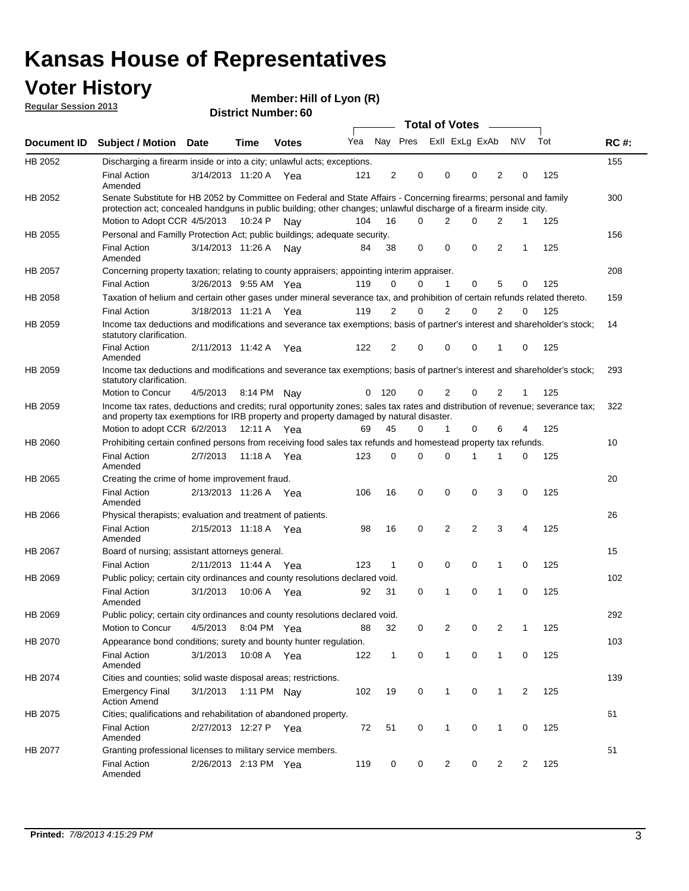# Kansas House of Representatives

## Voter History

**Regular Session 2013**

**Member: Hill of Lyon (R)**

**District Number: 60**

| Document ID | Subject / Motion | Date | Time | Votes | Yea | Nay | Pres | ExII | ExLg | ExAb | N\V | Tot | RC #: |
|---|---|---|---|---|---|---|---|---|---|---|---|---|---|
| HB 2052 | Discharging a firearm inside or into a city; unlawful acts; exceptions. | | | | | | | | | | | | 155 |
| | Final Action Amended | 3/14/2013 | 11:20 A | Yea | 121 | 2 | 0 | 0 | 0 | 2 | 0 | 125 | |
| HB 2052 | Senate Substitute for HB 2052 by Committee on Federal and State Affairs - Concerning firearms; personal and family protection act; concealed handguns in public building; other changes; unlawful discharge of a firearm inside city. | | | | | | | | | | | | 300 |
| | Motion to Adopt CCR | 4/5/2013 | 10:24 P | Nay | 104 | 16 | 0 | 2 | 0 | 2 | 1 | 125 | |
| HB 2055 | Personal and Familly Protection Act; public buildings; adequate security. | | | | | | | | | | | | 156 |
| | Final Action Amended | 3/14/2013 | 11:26 A | Nay | 84 | 38 | 0 | 0 | 0 | 2 | 1 | 125 | |
| HB 2057 | Concerning property taxation; relating to county appraisers; appointing interim appraiser. | | | | | | | | | | | | 208 |
| | Final Action | 3/26/2013 | 9:55 AM | Yea | 119 | 0 | 0 | 1 | 0 | 5 | 0 | 125 | |
| HB 2058 | Taxation of helium and certain other gases under mineral severance tax, and prohibition of certain refunds related thereto. | | | | | | | | | | | | 159 |
| | Final Action | 3/18/2013 | 11:21 A | Yea | 119 | 2 | 0 | 2 | 0 | 2 | 0 | 125 | |
| HB 2059 | Income tax deductions and modifications and severance tax exemptions; basis of partner's interest and shareholder's stock; statutory clarification. | | | | | | | | | | | | 14 |
| | Final Action Amended | 2/11/2013 | 11:42 A | Yea | 122 | 2 | 0 | 0 | 0 | 1 | 0 | 125 | |
| HB 2059 | Income tax deductions and modifications and severance tax exemptions; basis of partner's interest and shareholder's stock; statutory clarification. | | | | | | | | | | | | 293 |
| | Motion to Concur | 4/5/2013 | 8:14 PM | Nay | 0 | 120 | 0 | 2 | 0 | 2 | 1 | 125 | |
| HB 2059 | Income tax rates, deductions and credits; rural opportunity zones; sales tax rates and distribution of revenue; severance tax; and property tax exemptions for IRB property and property damaged by natural disaster. | | | | | | | | | | | | 322 |
| | Motion to adopt CCR | 6/2/2013 | 12:11 A | Yea | 69 | 45 | 0 | 1 | 0 | 6 | 4 | 125 | |
| HB 2060 | Prohibiting certain confined persons from receiving food sales tax refunds and homestead property tax refunds. | | | | | | | | | | | | 10 |
| | Final Action Amended | 2/7/2013 | 11:18 A | Yea | 123 | 0 | 0 | 0 | 1 | 1 | 0 | 125 | |
| HB 2065 | Creating the crime of home improvement fraud. | | | | | | | | | | | | 20 |
| | Final Action Amended | 2/13/2013 | 11:26 A | Yea | 106 | 16 | 0 | 0 | 0 | 3 | 0 | 125 | |
| HB 2066 | Physical therapists; evaluation and treatment of patients. | | | | | | | | | | | | 26 |
| | Final Action Amended | 2/15/2013 | 11:18 A | Yea | 98 | 16 | 0 | 2 | 2 | 3 | 4 | 125 | |
| HB 2067 | Board of nursing; assistant attorneys general. | | | | | | | | | | | | 15 |
| | Final Action | 2/11/2013 | 11:44 A | Yea | 123 | 1 | 0 | 0 | 0 | 1 | 0 | 125 | |
| HB 2069 | Public policy; certain city ordinances and county resolutions declared void. | | | | | | | | | | | | 102 |
| | Final Action Amended | 3/1/2013 | 10:06 A | Yea | 92 | 31 | 0 | 1 | 0 | 1 | 0 | 125 | |
| HB 2069 | Public policy; certain city ordinances and county resolutions declared void. | | | | | | | | | | | | 292 |
| | Motion to Concur | 4/5/2013 | 8:04 PM | Yea | 88 | 32 | 0 | 2 | 0 | 2 | 1 | 125 | |
| HB 2070 | Appearance bond conditions; surety and bounty hunter regulation. | | | | | | | | | | | | 103 |
| | Final Action Amended | 3/1/2013 | 10:08 A | Yea | 122 | 1 | 0 | 1 | 0 | 1 | 0 | 125 | |
| HB 2074 | Cities and counties; solid waste disposal areas; restrictions. | | | | | | | | | | | | 139 |
| | Emergency Final Action Amend | 3/1/2013 | 1:11 PM | Nay | 102 | 19 | 0 | 1 | 0 | 1 | 2 | 125 | |
| HB 2075 | Cities; qualifications and rehabilitation of abandoned property. | | | | | | | | | | | | 61 |
| | Final Action Amended | 2/27/2013 | 12:27 P | Yea | 72 | 51 | 0 | 1 | 0 | 1 | 0 | 125 | |
| HB 2077 | Granting professional licenses to military service members. | | | | | | | | | | | | 51 |
| | Final Action Amended | 2/26/2013 | 2:13 PM | Yea | 119 | 0 | 0 | 2 | 0 | 2 | 2 | 125 | |

**Printed:** *7/8/2013 4:15:29 PM*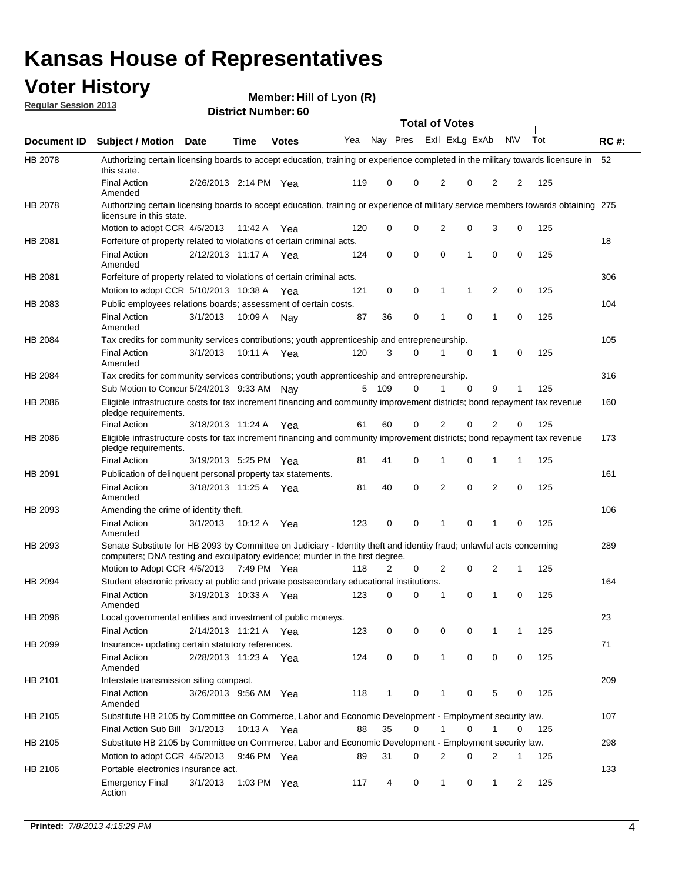# Kansas House of Representatives

## Voter History

**Regular Session 2013**

**Member: Hill of Lyon (R)**

**District Number: 60**

| Document ID | Subject / Motion | Date | Time | Votes | Yea | Nay | Pres | ExII | ExLg | ExAb | N\V | Tot | RC #: |
|---|---|---|---|---|---|---|---|---|---|---|---|---|---|
| HB 2078 | Authorizing certain licensing boards to accept education, training or experience completed in the military towards licensure in this state. | | | | | | | | | | | | 52 |
| | Final Action Amended | 2/26/2013 | 2:14 PM | Yea | 119 | 0 | 0 | 2 | 0 | 2 | 2 | 125 | |
| HB 2078 | Authorizing certain licensing boards to accept education, training or experience of military service members towards obtaining licensure in this state. | | | | | | | | | | | | 275 |
| | Motion to adopt CCR | 4/5/2013 | 11:42 A | Yea | 120 | 0 | 0 | 2 | 0 | 3 | 0 | 125 | |
| HB 2081 | Forfeiture of property related to violations of certain criminal acts. | | | | | | | | | | | | 18 |
| | Final Action Amended | 2/12/2013 | 11:17 A | Yea | 124 | 0 | 0 | 0 | 1 | 0 | 0 | 125 | |
| HB 2081 | Forfeiture of property related to violations of certain criminal acts. | | | | | | | | | | | | 306 |
| | Motion to adopt CCR | 5/10/2013 | 10:38 A | Yea | 121 | 0 | 0 | 1 | 1 | 2 | 0 | 125 | |
| HB 2083 | Public employees relations boards; assessment of certain costs. | | | | | | | | | | | | 104 |
| | Final Action Amended | 3/1/2013 | 10:09 A | Nay | 87 | 36 | 0 | 1 | 0 | 1 | 0 | 125 | |
| HB 2084 | Tax credits for community services contributions; youth apprenticeship and entrepreneurship. | | | | | | | | | | | | 105 |
| | Final Action Amended | 3/1/2013 | 10:11 A | Yea | 120 | 3 | 0 | 1 | 0 | 1 | 0 | 125 | |
| HB 2084 | Tax credits for community services contributions; youth apprenticeship and entrepreneurship. | | | | | | | | | | | | 316 |
| | Sub Motion to Concur | 5/24/2013 | 9:33 AM | Nay | 5 | 109 | 0 | 1 | 0 | 9 | 1 | 125 | |
| HB 2086 | Eligible infrastructure costs for tax increment financing and community improvement districts; bond repayment tax revenue pledge requirements. | | | | | | | | | | | | 160 |
| | Final Action | 3/18/2013 | 11:24 A | Yea | 61 | 60 | 0 | 2 | 0 | 2 | 0 | 125 | |
| HB 2086 | Eligible infrastructure costs for tax increment financing and community improvement districts; bond repayment tax revenue pledge requirements. | | | | | | | | | | | | 173 |
| | Final Action | 3/19/2013 | 5:25 PM | Yea | 81 | 41 | 0 | 1 | 0 | 1 | 1 | 125 | |
| HB 2091 | Publication of delinquent personal property tax statements. | | | | | | | | | | | | 161 |
| | Final Action Amended | 3/18/2013 | 11:25 A | Yea | 81 | 40 | 0 | 2 | 0 | 2 | 0 | 125 | |
| HB 2093 | Amending the crime of identity theft. | | | | | | | | | | | | 106 |
| | Final Action Amended | 3/1/2013 | 10:12 A | Yea | 123 | 0 | 0 | 1 | 0 | 1 | 0 | 125 | |
| HB 2093 | Senate Substitute for HB 2093 by Committee on Judiciary - Identity theft and identity fraud; unlawful acts concerning computers; DNA testing and exculpatory evidence; murder in the first degree. | | | | | | | | | | | | 289 |
| | Motion to Adopt CCR | 4/5/2013 | 7:49 PM | Yea | 118 | 2 | 0 | 2 | 0 | 2 | 1 | 125 | |
| HB 2094 | Student electronic privacy at public and private postsecondary educational institutions. | | | | | | | | | | | | 164 |
| | Final Action Amended | 3/19/2013 | 10:33 A | Yea | 123 | 0 | 0 | 1 | 0 | 1 | 0 | 125 | |
| HB 2096 | Local governmental entities and investment of public moneys. | | | | | | | | | | | | 23 |
| | Final Action | 2/14/2013 | 11:21 A | Yea | 123 | 0 | 0 | 0 | 0 | 1 | 1 | 125 | |
| HB 2099 | Insurance- updating certain statutory references. | | | | | | | | | | | | 71 |
| | Final Action Amended | 2/28/2013 | 11:23 A | Yea | 124 | 0 | 0 | 1 | 0 | 0 | 0 | 125 | |
| HB 2101 | Interstate transmission siting compact. | | | | | | | | | | | | 209 |
| | Final Action Amended | 3/26/2013 | 9:56 AM | Yea | 118 | 1 | 0 | 1 | 0 | 5 | 0 | 125 | |
| HB 2105 | Substitute HB 2105 by Committee on Commerce, Labor and Economic Development - Employment security law. | | | | | | | | | | | | 107 |
| | Final Action Sub Bill | 3/1/2013 | 10:13 A | Yea | 88 | 35 | 0 | 1 | 0 | 1 | 0 | 125 | |
| HB 2105 | Substitute HB 2105 by Committee on Commerce, Labor and Economic Development - Employment security law. | | | | | | | | | | | | 298 |
| | Motion to adopt CCR | 4/5/2013 | 9:46 PM | Yea | 89 | 31 | 0 | 2 | 0 | 2 | 1 | 125 | |
| HB 2106 | Portable electronics insurance act. | | | | | | | | | | | | 133 |
| | Emergency Final Action | 3/1/2013 | 1:03 PM | Yea | 117 | 4 | 0 | 1 | 0 | 1 | 2 | 125 | |

Printed: 7/8/2013 4:15:29 PM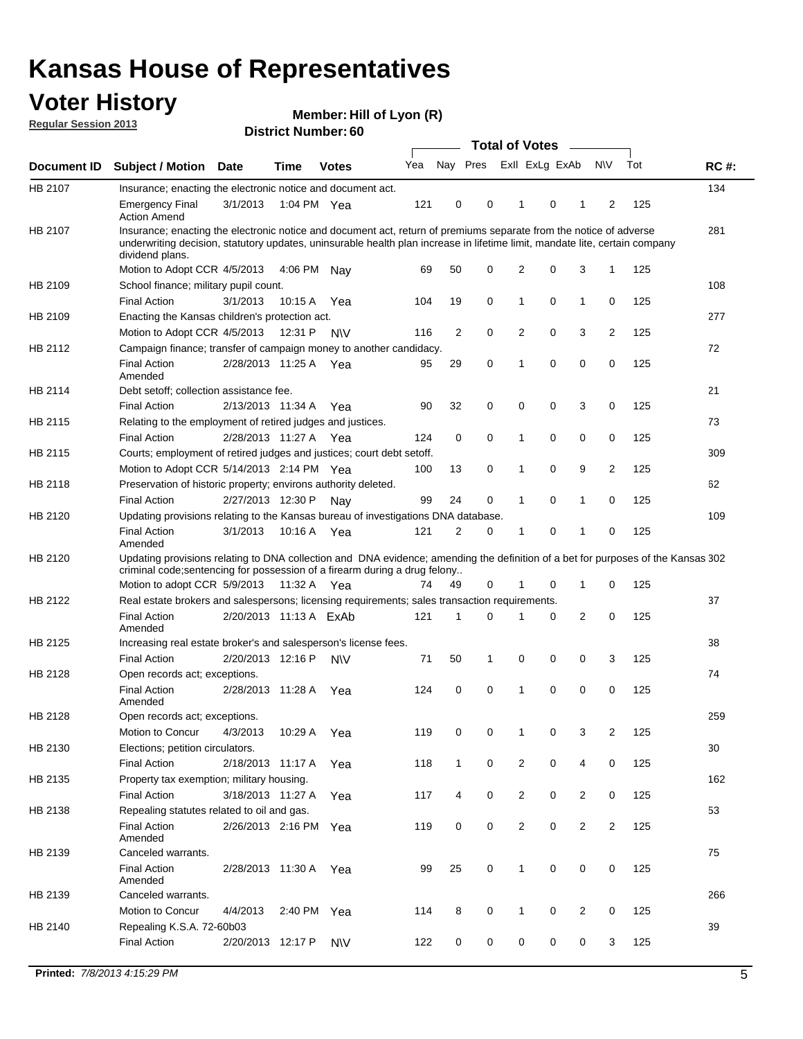# Kansas House of Representatives

## Voter History

**Regular Session 2013**

**Member: Hill of Lyon (R)**

**District Number: 60**

| Document ID | Subject / Motion | Date | Time | Votes | Yea | Nay | Pres | ExII | ExLg | ExAb | N\V | Tot | RC #: |
|---|---|---|---|---|---|---|---|---|---|---|---|---|---|
| HB 2107 | Insurance; enacting the electronic notice and document act. | | | | | | | | | | | | 134 |
| | Emergency Final Action Amend | 3/1/2013 | 1:04 PM | Yea | 121 | 0 | 0 | 1 | 0 | 1 | 2 | 125 | |
| HB 2107 | Insurance; enacting the electronic notice and document act, return of premiums separate from the notice of adverse underwriting decision, statutory updates, uninsurable health plan increase in lifetime limit, mandate lite, certain company dividend plans. | | | | | | | | | | | | 281 |
| | Motion to Adopt CCR | 4/5/2013 | 4:06 PM | Nay | 69 | 50 | 0 | 2 | 0 | 3 | 1 | 125 | |
| HB 2109 | School finance; military pupil count. | | | | | | | | | | | | 108 |
| | Final Action | 3/1/2013 | 10:15 A | Yea | 104 | 19 | 0 | 1 | 0 | 1 | 0 | 125 | |
| HB 2109 | Enacting the Kansas children's protection act. | | | | | | | | | | | | 277 |
| | Motion to Adopt CCR | 4/5/2013 | 12:31 P | N\V | 116 | 2 | 0 | 2 | 0 | 3 | 2 | 125 | |
| HB 2112 | Campaign finance; transfer of campaign money to another candidacy. | | | | | | | | | | | | 72 |
| | Final Action Amended | 2/28/2013 | 11:25 A | Yea | 95 | 29 | 0 | 1 | 0 | 0 | 0 | 125 | |
| HB 2114 | Debt setoff; collection assistance fee. | | | | | | | | | | | | 21 |
| | Final Action | 2/13/2013 | 11:34 A | Yea | 90 | 32 | 0 | 0 | 0 | 3 | 0 | 125 | |
| HB 2115 | Relating to the employment of retired judges and justices. | | | | | | | | | | | | 73 |
| | Final Action | 2/28/2013 | 11:27 A | Yea | 124 | 0 | 0 | 1 | 0 | 0 | 0 | 125 | |
| HB 2115 | Courts; employment of retired judges and justices; court debt setoff. | | | | | | | | | | | | 309 |
| | Motion to Adopt CCR | 5/14/2013 | 2:14 PM | Yea | 100 | 13 | 0 | 1 | 0 | 9 | 2 | 125 | |
| HB 2118 | Preservation of historic property; environs authority deleted. | | | | | | | | | | | | 62 |
| | Final Action | 2/27/2013 | 12:30 P | Nay | 99 | 24 | 0 | 1 | 0 | 1 | 0 | 125 | |
| HB 2120 | Updating provisions relating to the Kansas bureau of investigations DNA database. | | | | | | | | | | | | 109 |
| | Final Action Amended | 3/1/2013 | 10:16 A | Yea | 121 | 2 | 0 | 1 | 0 | 1 | 0 | 125 | |
| HB 2120 | Updating provisions relating to DNA collection and DNA evidence; amending the definition of a bet for purposes of the Kansas criminal code;sentencing for possession of a firearm during a drug felony.. | | | | | | | | | | | | 302 |
| | Motion to adopt CCR | 5/9/2013 | 11:32 A | Yea | 74 | 49 | 0 | 1 | 0 | 1 | 0 | 125 | |
| HB 2122 | Real estate brokers and salespersons; licensing requirements; sales transaction requirements. | | | | | | | | | | | | 37 |
| | Final Action Amended | 2/20/2013 | 11:13 A | ExAb | 121 | 1 | 0 | 1 | 0 | 2 | 0 | 125 | |
| HB 2125 | Increasing real estate broker's and salesperson's license fees. | | | | | | | | | | | | 38 |
| | Final Action | 2/20/2013 | 12:16 P | N\V | 71 | 50 | 1 | 0 | 0 | 0 | 3 | 125 | |
| HB 2128 | Open records act; exceptions. | | | | | | | | | | | | 74 |
| | Final Action Amended | 2/28/2013 | 11:28 A | Yea | 124 | 0 | 0 | 1 | 0 | 0 | 0 | 125 | |
| HB 2128 | Open records act; exceptions. | | | | | | | | | | | | 259 |
| | Motion to Concur | 4/3/2013 | 10:29 A | Yea | 119 | 0 | 0 | 1 | 0 | 3 | 2 | 125 | |
| HB 2130 | Elections; petition circulators. | | | | | | | | | | | | 30 |
| | Final Action | 2/18/2013 | 11:17 A | Yea | 118 | 1 | 0 | 2 | 0 | 4 | 0 | 125 | |
| HB 2135 | Property tax exemption; military housing. | | | | | | | | | | | | 162 |
| | Final Action | 3/18/2013 | 11:27 A | Yea | 117 | 4 | 0 | 2 | 0 | 2 | 0 | 125 | |
| HB 2138 | Repealing statutes related to oil and gas. | | | | | | | | | | | | 53 |
| | Final Action Amended | 2/26/2013 | 2:16 PM | Yea | 119 | 0 | 0 | 2 | 0 | 2 | 2 | 125 | |
| HB 2139 | Canceled warrants. | | | | | | | | | | | | 75 |
| | Final Action Amended | 2/28/2013 | 11:30 A | Yea | 99 | 25 | 0 | 1 | 0 | 0 | 0 | 125 | |
| HB 2139 | Canceled warrants. | | | | | | | | | | | | 266 |
| | Motion to Concur | 4/4/2013 | 2:40 PM | Yea | 114 | 8 | 0 | 1 | 0 | 2 | 0 | 125 | |
| HB 2140 | Repealing K.S.A. 72-60b03 | | | | | | | | | | | | 39 |
| | Final Action | 2/20/2013 | 12:17 P | N\V | 122 | 0 | 0 | 0 | 0 | 0 | 3 | 125 | |

**Printed:** *7/8/2013 4:15:29 PM*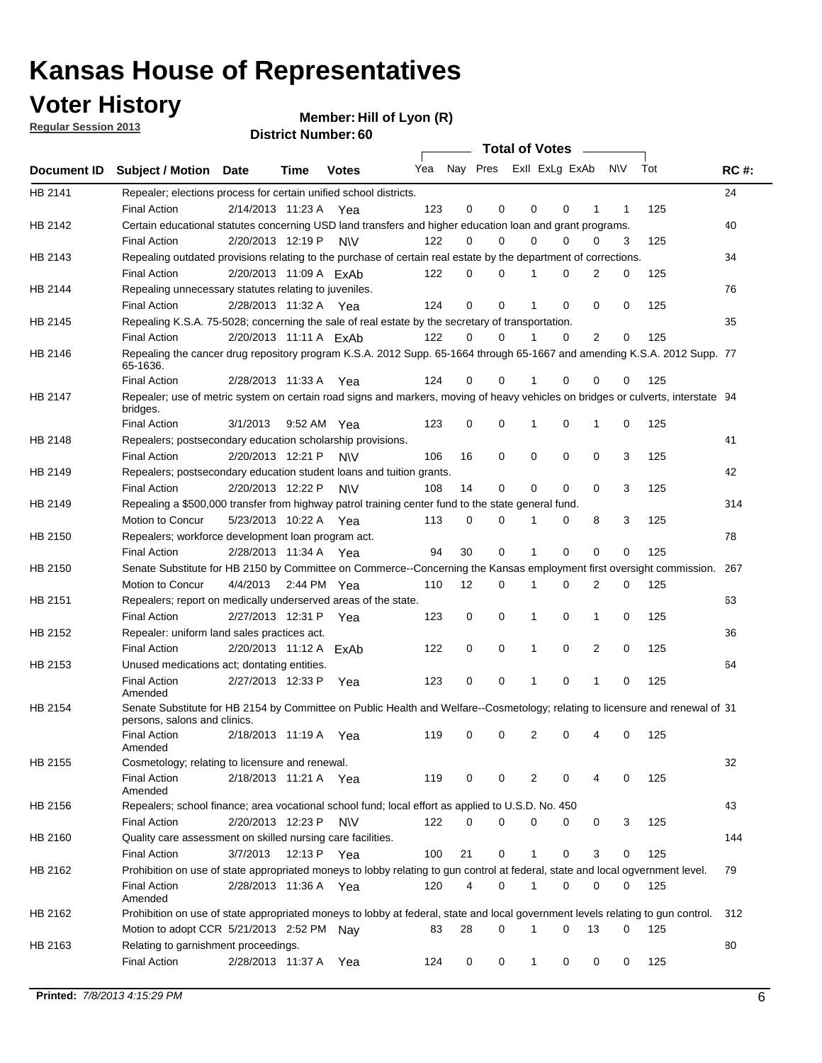# Kansas House of Representatives

## Voter History

**Regular Session 2013**

**Member: Hill of Lyon (R)**

**District Number: 60**

| Document ID | Subject / Motion | Date | Time | Votes | Yea | Nay | Pres | ExII | ExLg | ExAb | N\V | Tot | RC #: |
|---|---|---|---|---|---|---|---|---|---|---|---|---|---|
| HB 2141 | Repealer; elections process for certain unified school districts. | | | | | | | | | | | | 24 |
| | Final Action | 2/14/2013 | 11:23 A | Yea | 123 | 0 | 0 | 0 | 0 | 1 | 1 | 125 | |
| HB 2142 | Certain educational statutes concerning USD land transfers and higher education loan and grant programs. | | | | | | | | | | | | 40 |
| | Final Action | 2/20/2013 | 12:19 P | N\V | 122 | 0 | 0 | 0 | 0 | 0 | 3 | 125 | |
| HB 2143 | Repealing outdated provisions relating to the purchase of certain real estate by the department of corrections. | | | | | | | | | | | | 34 |
| | Final Action | 2/20/2013 | 11:09 A | ExAb | 122 | 0 | 0 | 1 | 0 | 2 | 0 | 125 | |
| HB 2144 | Repealing unnecessary statutes relating to juveniles. | | | | | | | | | | | | 76 |
| | Final Action | 2/28/2013 | 11:32 A | Yea | 124 | 0 | 0 | 1 | 0 | 0 | 0 | 125 | |
| HB 2145 | Repealing K.S.A. 75-5028; concerning the sale of real estate by the secretary of transportation. | | | | | | | | | | | | 35 |
| | Final Action | 2/20/2013 | 11:11 A | ExAb | 122 | 0 | 0 | 1 | 0 | 2 | 0 | 125 | |
| HB 2146 | Repealing the cancer drug repository program K.S.A. 2012 Supp. 65-1664 through 65-1667 and amending K.S.A. 2012 Supp. 65-1636. | | | | | | | | | | | | 77 |
| | Final Action | 2/28/2013 | 11:33 A | Yea | 124 | 0 | 0 | 1 | 0 | 0 | 0 | 125 | |
| HB 2147 | Repealer; use of metric system on certain road signs and markers, moving of heavy vehicles on bridges or culverts, interstate bridges. | | | | | | | | | | | | 94 |
| | Final Action | 3/1/2013 | 9:52 AM | Yea | 123 | 0 | 0 | 1 | 0 | 1 | 0 | 125 | |
| HB 2148 | Repealers; postsecondary education scholarship provisions. | | | | | | | | | | | | 41 |
| | Final Action | 2/20/2013 | 12:21 P | N\V | 106 | 16 | 0 | 0 | 0 | 0 | 3 | 125 | |
| HB 2149 | Repealers; postsecondary education student loans and tuition grants. | | | | | | | | | | | | 42 |
| | Final Action | 2/20/2013 | 12:22 P | N\V | 108 | 14 | 0 | 0 | 0 | 0 | 3 | 125 | |
| HB 2149 | Repealing a $500,000 transfer from highway patrol training center fund to the state general fund. | | | | | | | | | | | | 314 |
| | Motion to Concur | 5/23/2013 | 10:22 A | Yea | 113 | 0 | 0 | 1 | 0 | 8 | 3 | 125 | |
| HB 2150 | Repealers; workforce development loan program act. | | | | | | | | | | | | 78 |
| | Final Action | 2/28/2013 | 11:34 A | Yea | 94 | 30 | 0 | 1 | 0 | 0 | 0 | 125 | |
| HB 2150 | Senate Substitute for HB 2150 by Committee on Commerce--Concerning the Kansas employment first oversight commission. | | | | | | | | | | | | 267 |
| | Motion to Concur | 4/4/2013 | 2:44 PM | Yea | 110 | 12 | 0 | 1 | 0 | 2 | 0 | 125 | |
| HB 2151 | Repealers; report on medically underserved areas of the state. | | | | | | | | | | | | 63 |
| | Final Action | 2/27/2013 | 12:31 P | Yea | 123 | 0 | 0 | 1 | 0 | 1 | 0 | 125 | |
| HB 2152 | Repealer: uniform land sales practices act. | | | | | | | | | | | | 36 |
| | Final Action | 2/20/2013 | 11:12 A | ExAb | 122 | 0 | 0 | 1 | 0 | 2 | 0 | 125 | |
| HB 2153 | Unused medications act; dontating entities. | | | | | | | | | | | | 64 |
| | Final Action Amended | 2/27/2013 | 12:33 P | Yea | 123 | 0 | 0 | 1 | 0 | 1 | 0 | 125 | |
| HB 2154 | Senate Substitute for HB 2154 by Committee on Public Health and Welfare--Cosmetology; relating to licensure and renewal of persons, salons and clinics. | | | | | | | | | | | | 31 |
| | Final Action Amended | 2/18/2013 | 11:19 A | Yea | 119 | 0 | 0 | 2 | 0 | 4 | 0 | 125 | |
| HB 2155 | Cosmetology; relating to licensure and renewal. | | | | | | | | | | | | 32 |
| | Final Action Amended | 2/18/2013 | 11:21 A | Yea | 119 | 0 | 0 | 2 | 0 | 4 | 0 | 125 | |
| HB 2156 | Repealers; school finance; area vocational school fund; local effort as applied to U.S.D. No. 450 | | | | | | | | | | | | 43 |
| | Final Action | 2/20/2013 | 12:23 P | N\V | 122 | 0 | 0 | 0 | 0 | 0 | 3 | 125 | |
| HB 2160 | Quality care assessment on skilled nursing care facilities. | | | | | | | | | | | | 144 |
| | Final Action | 3/7/2013 | 12:13 P | Yea | 100 | 21 | 0 | 1 | 0 | 3 | 0 | 125 | |
| HB 2162 | Prohibition on use of state appropriated moneys to lobby relating to gun control at federal, state and local ogvernment level. | | | | | | | | | | | | 79 |
| | Final Action Amended | 2/28/2013 | 11:36 A | Yea | 120 | 4 | 0 | 1 | 0 | 0 | 0 | 125 | |
| HB 2162 | Prohibition on use of state appropriated moneys to lobby at federal, state and local government levels relating to gun control. | | | | | | | | | | | | 312 |
| | Motion to adopt CCR | 5/21/2013 | 2:52 PM | Nay | 83 | 28 | 0 | 1 | 0 | 13 | 0 | 125 | |
| HB 2163 | Relating to garnishment proceedings. | | | | | | | | | | | | 80 |
| | Final Action | 2/28/2013 | 11:37 A | Yea | 124 | 0 | 0 | 1 | 0 | 0 | 0 | 125 | |

**Printed:** *7/8/2013 4:15:29 PM*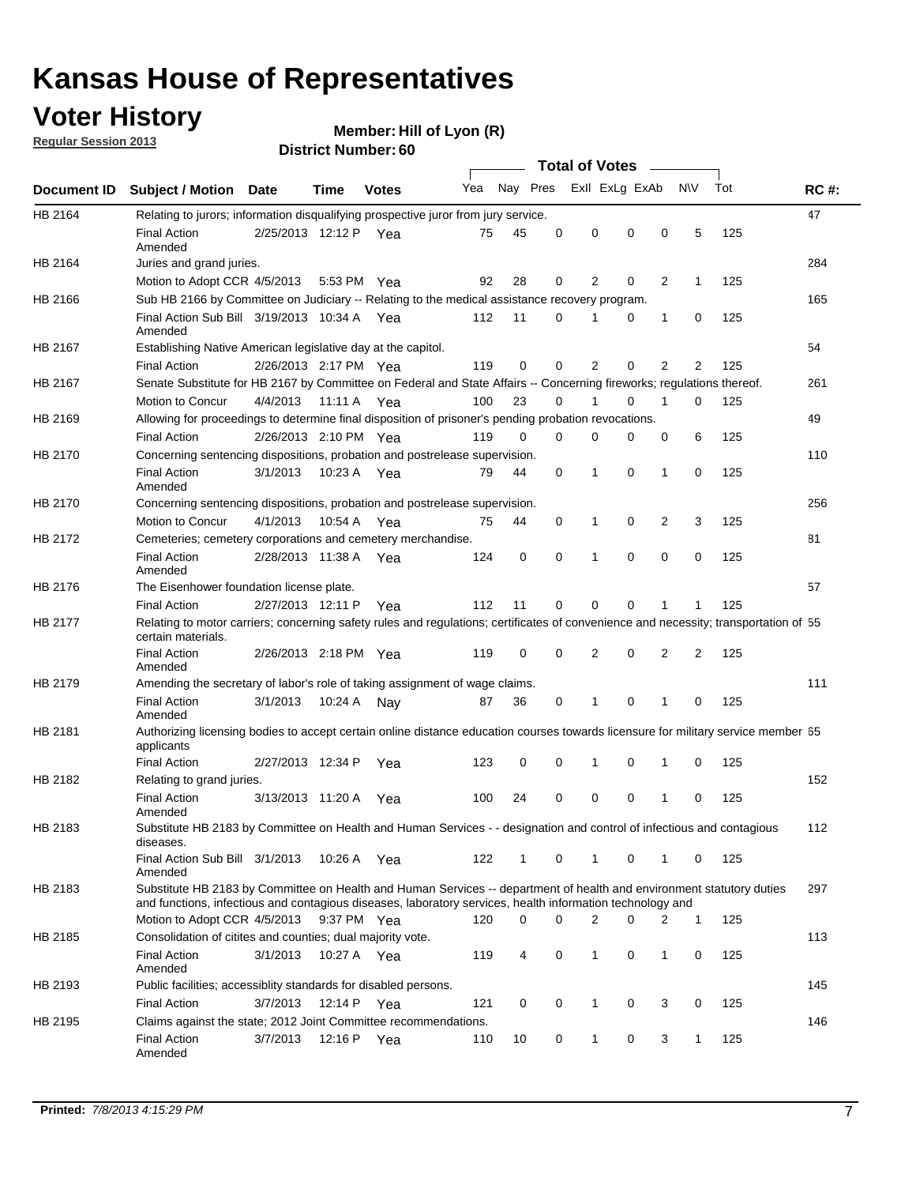# Kansas House of Representatives

## Voter History

**Regular Session 2013**

**Member: Hill of Lyon (R)**

**District Number: 60**

| Document ID | Subject / Motion | Date | Time | Votes | Yea | Nay | Pres | Exll | ExLg | ExAb | N\V | Tot | RC #: |
|---|---|---|---|---|---|---|---|---|---|---|---|---|---|
| HB 2164 | Relating to jurors; information disqualifying prospective juror from jury service. | | | | | | | | | | | | 47 |
| | Final Action Amended | 2/25/2013 | 12:12 P | Yea | 75 | 45 | 0 | 0 | 0 | 0 | 5 | 125 | |
| HB 2164 | Juries and grand juries. | | | | | | | | | | | | 284 |
| | Motion to Adopt CCR | 4/5/2013 | 5:53 PM | Yea | 92 | 28 | 0 | 2 | 0 | 2 | 1 | 125 | |
| HB 2166 | Sub HB 2166 by Committee on Judiciary -- Relating to the medical assistance recovery program. | | | | | | | | | | | | 165 |
| | Final Action Sub Bill Amended | 3/19/2013 | 10:34 A | Yea | 112 | 11 | 0 | 1 | 0 | 1 | 0 | 125 | |
| HB 2167 | Establishing Native American legislative day at the capitol. | | | | | | | | | | | | 54 |
| | Final Action | 2/26/2013 | 2:17 PM | Yea | 119 | 0 | 0 | 2 | 0 | 2 | 2 | 125 | |
| HB 2167 | Senate Substitute for HB 2167 by Committee on Federal and State Affairs -- Concerning fireworks; regulations thereof. | | | | | | | | | | | | 261 |
| | Motion to Concur | 4/4/2013 | 11:11 A | Yea | 100 | 23 | 0 | 1 | 0 | 1 | 0 | 125 | |
| HB 2169 | Allowing for proceedings to determine final disposition of prisoner's pending probation revocations. | | | | | | | | | | | | 49 |
| | Final Action | 2/26/2013 | 2:10 PM | Yea | 119 | 0 | 0 | 0 | 0 | 0 | 6 | 125 | |
| HB 2170 | Concerning sentencing dispositions, probation and postrelease supervision. | | | | | | | | | | | | 110 |
| | Final Action Amended | 3/1/2013 | 10:23 A | Yea | 79 | 44 | 0 | 1 | 0 | 1 | 0 | 125 | |
| HB 2170 | Concerning sentencing dispositions, probation and postrelease supervision. | | | | | | | | | | | | 256 |
| | Motion to Concur | 4/1/2013 | 10:54 A | Yea | 75 | 44 | 0 | 1 | 0 | 2 | 3 | 125 | |
| HB 2172 | Cemeteries; cemetery corporations and cemetery merchandise. | | | | | | | | | | | | 81 |
| | Final Action Amended | 2/28/2013 | 11:38 A | Yea | 124 | 0 | 0 | 1 | 0 | 0 | 0 | 125 | |
| HB 2176 | The Eisenhower foundation license plate. | | | | | | | | | | | | 57 |
| | Final Action | 2/27/2013 | 12:11 P | Yea | 112 | 11 | 0 | 0 | 0 | 1 | 1 | 125 | |
| HB 2177 | Relating to motor carriers; concerning safety rules and regulations; certificates of convenience and necessity; transportation of certain materials. | | | | | | | | | | | | 55 |
| | Final Action Amended | 2/26/2013 | 2:18 PM | Yea | 119 | 0 | 0 | 2 | 0 | 2 | 2 | 125 | |
| HB 2179 | Amending the secretary of labor's role of taking assignment of wage claims. | | | | | | | | | | | | 111 |
| | Final Action Amended | 3/1/2013 | 10:24 A | Nay | 87 | 36 | 0 | 1 | 0 | 1 | 0 | 125 | |
| HB 2181 | Authorizing licensing bodies to accept certain online distance education courses towards licensure for military service member applicants | | | | | | | | | | | | 65 |
| | Final Action | 2/27/2013 | 12:34 P | Yea | 123 | 0 | 0 | 1 | 0 | 1 | 0 | 125 | |
| HB 2182 | Relating to grand juries. | | | | | | | | | | | | 152 |
| | Final Action Amended | 3/13/2013 | 11:20 A | Yea | 100 | 24 | 0 | 0 | 0 | 1 | 0 | 125 | |
| HB 2183 | Substitute HB 2183 by Committee on Health and Human Services - - designation and control of infectious and contagious diseases. | | | | | | | | | | | | 112 |
| | Final Action Sub Bill Amended | 3/1/2013 | 10:26 A | Yea | 122 | 1 | 0 | 1 | 0 | 1 | 0 | 125 | |
| HB 2183 | Substitute HB 2183 by Committee on Health and Human Services -- department of health and environment statutory duties and functions, infectious and contagious diseases, laboratory services, health information technology and | | | | | | | | | | | | 297 |
| | Motion to Adopt CCR | 4/5/2013 | 9:37 PM | Yea | 120 | 0 | 0 | 2 | 0 | 2 | 1 | 125 | |
| HB 2185 | Consolidation of citites and counties; dual majority vote. | | | | | | | | | | | | 113 |
| | Final Action Amended | 3/1/2013 | 10:27 A | Yea | 119 | 4 | 0 | 1 | 0 | 1 | 0 | 125 | |
| HB 2193 | Public facilities; accessiblity standards for disabled persons. | | | | | | | | | | | | 145 |
| | Final Action | 3/7/2013 | 12:14 P | Yea | 121 | 0 | 0 | 1 | 0 | 3 | 0 | 125 | |
| HB 2195 | Claims against the state; 2012 Joint Committee recommendations. | | | | | | | | | | | | 146 |
| | Final Action Amended | 3/7/2013 | 12:16 P | Yea | 110 | 10 | 0 | 1 | 0 | 3 | 1 | 125 | |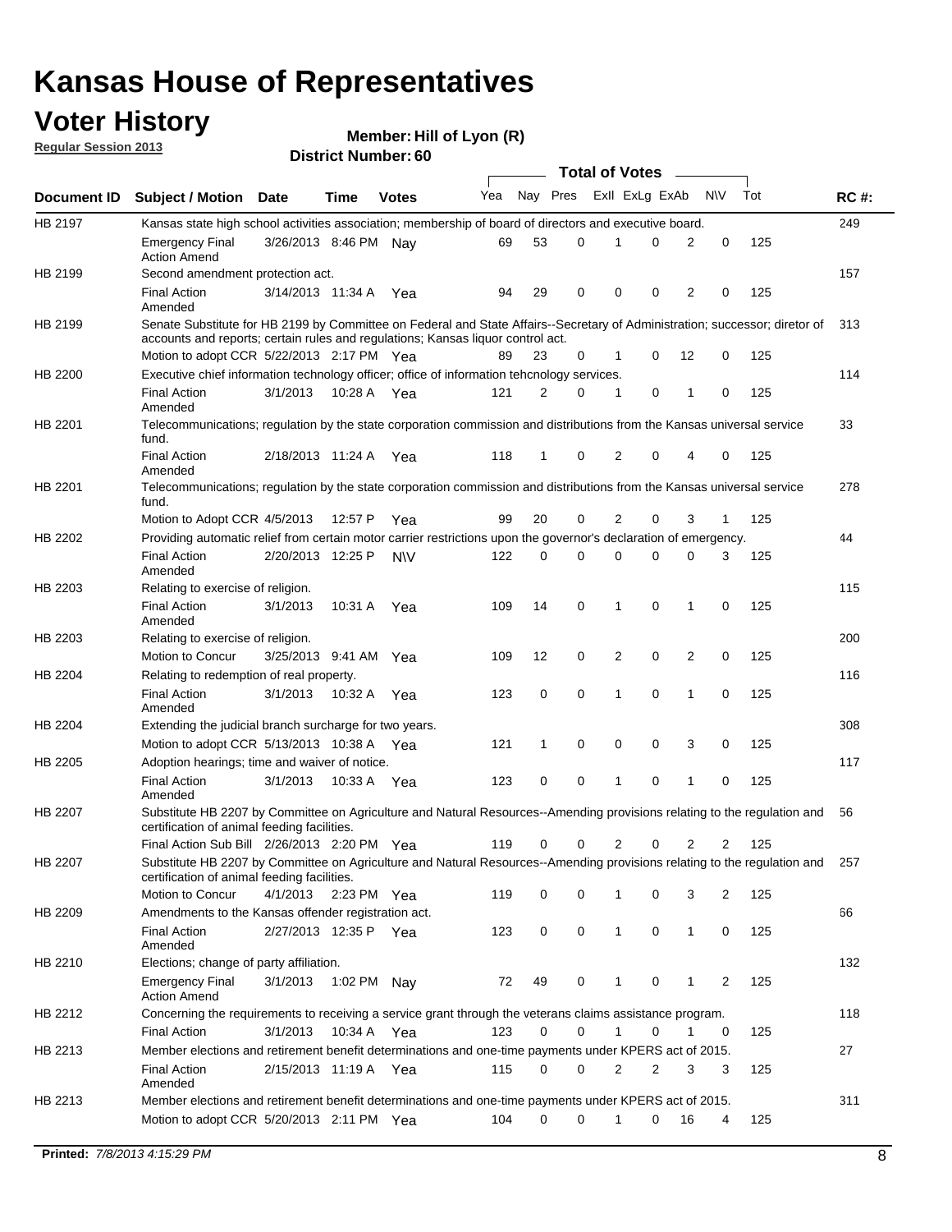# Kansas House of Representatives

## Voter History

**Regular Session 2013**

**Member: Hill of Lyon (R)**

**District Number: 60**

| Document ID | Subject / Motion | Date | Time | Votes | Yea | Nay | Pres | ExII | ExLg | ExAb | N\V | Tot | RC #: |
|---|---|---|---|---|---|---|---|---|---|---|---|---|---|
| HB 2197 | Kansas state high school activities association; membership of board of directors and executive board. | | | | | | | | | | | | 249 |
| | Emergency Final Action Amend | 3/26/2013 | 8:46 PM | Nay | 69 | 53 | 0 | 1 | 0 | 2 | 0 | 125 | |
| HB 2199 | Second amendment protection act. | | | | | | | | | | | | 157 |
| | Final Action Amended | 3/14/2013 | 11:34 A | Yea | 94 | 29 | 0 | 0 | 0 | 2 | 0 | 125 | |
| HB 2199 | Senate Substitute for HB 2199 by Committee on Federal and State Affairs--Secretary of Administration; successor; diretor of accounts and reports; certain rules and regulations; Kansas liquor control act. | | | | | | | | | | | | 313 |
| | Motion to adopt CCR | 5/22/2013 | 2:17 PM | Yea | 89 | 23 | 0 | 1 | 0 | 12 | 0 | 125 | |
| HB 2200 | Executive chief information technology officer; office of information tehcnology services. | | | | | | | | | | | | 114 |
| | Final Action Amended | 3/1/2013 | 10:28 A | Yea | 121 | 2 | 0 | 1 | 0 | 1 | 0 | 125 | |
| HB 2201 | Telecommunications; regulation by the state corporation commission and distributions from the Kansas universal service fund. | | | | | | | | | | | | 33 |
| | Final Action Amended | 2/18/2013 | 11:24 A | Yea | 118 | 1 | 0 | 2 | 0 | 4 | 0 | 125 | |
| HB 2201 | Telecommunications; regulation by the state corporation commission and distributions from the Kansas universal service fund. | | | | | | | | | | | | 278 |
| | Motion to Adopt CCR | 4/5/2013 | 12:57 P | Yea | 99 | 20 | 0 | 2 | 0 | 3 | 1 | 125 | |
| HB 2202 | Providing automatic relief from certain motor carrier restrictions upon the governor's declaration of emergency. | | | | | | | | | | | | 44 |
| | Final Action Amended | 2/20/2013 | 12:25 P | N\V | 122 | 0 | 0 | 0 | 0 | 0 | 3 | 125 | |
| HB 2203 | Relating to exercise of religion. | | | | | | | | | | | | 115 |
| | Final Action Amended | 3/1/2013 | 10:31 A | Yea | 109 | 14 | 0 | 1 | 0 | 1 | 0 | 125 | |
| HB 2203 | Relating to exercise of religion. | | | | | | | | | | | | 200 |
| | Motion to Concur | 3/25/2013 | 9:41 AM | Yea | 109 | 12 | 0 | 2 | 0 | 2 | 0 | 125 | |
| HB 2204 | Relating to redemption of real property. | | | | | | | | | | | | 116 |
| | Final Action Amended | 3/1/2013 | 10:32 A | Yea | 123 | 0 | 0 | 1 | 0 | 1 | 0 | 125 | |
| HB 2204 | Extending the judicial branch surcharge for two years. | | | | | | | | | | | | 308 |
| | Motion to adopt CCR | 5/13/2013 | 10:38 A | Yea | 121 | 1 | 0 | 0 | 0 | 3 | 0 | 125 | |
| HB 2205 | Adoption hearings; time and waiver of notice. | | | | | | | | | | | | 117 |
| | Final Action Amended | 3/1/2013 | 10:33 A | Yea | 123 | 0 | 0 | 1 | 0 | 1 | 0 | 125 | |
| HB 2207 | Substitute HB 2207 by Committee on Agriculture and Natural Resources--Amending provisions relating to the regulation and certification of animal feeding facilities. | | | | | | | | | | | | 56 |
| | Final Action Sub Bill | 2/26/2013 | 2:20 PM | Yea | 119 | 0 | 0 | 2 | 0 | 2 | 2 | 125 | |
| HB 2207 | Substitute HB 2207 by Committee on Agriculture and Natural Resources--Amending provisions relating to the regulation and certification of animal feeding facilities. | | | | | | | | | | | | 257 |
| | Motion to Concur | 4/1/2013 | 2:23 PM | Yea | 119 | 0 | 0 | 1 | 0 | 3 | 2 | 125 | |
| HB 2209 | Amendments to the Kansas offender registration act. | | | | | | | | | | | | 66 |
| | Final Action Amended | 2/27/2013 | 12:35 P | Yea | 123 | 0 | 0 | 1 | 0 | 1 | 0 | 125 | |
| HB 2210 | Elections; change of party affiliation. | | | | | | | | | | | | 132 |
| | Emergency Final Action Amend | 3/1/2013 | 1:02 PM | Nay | 72 | 49 | 0 | 1 | 0 | 1 | 2 | 125 | |
| HB 2212 | Concerning the requirements to receiving a service grant through the veterans claims assistance program. | | | | | | | | | | | | 118 |
| | Final Action | 3/1/2013 | 10:34 A | Yea | 123 | 0 | 0 | 1 | 0 | 1 | 0 | 125 | |
| HB 2213 | Member elections and retirement benefit determinations and one-time payments under KPERS act of 2015. | | | | | | | | | | | | 27 |
| | Final Action Amended | 2/15/2013 | 11:19 A | Yea | 115 | 0 | 0 | 2 | 2 | 3 | 3 | 125 | |
| HB 2213 | Member elections and retirement benefit determinations and one-time payments under KPERS act of 2015. | | | | | | | | | | | | 311 |
| | Motion to adopt CCR | 5/20/2013 | 2:11 PM | Yea | 104 | 0 | 0 | 1 | 0 | 16 | 4 | 125 | |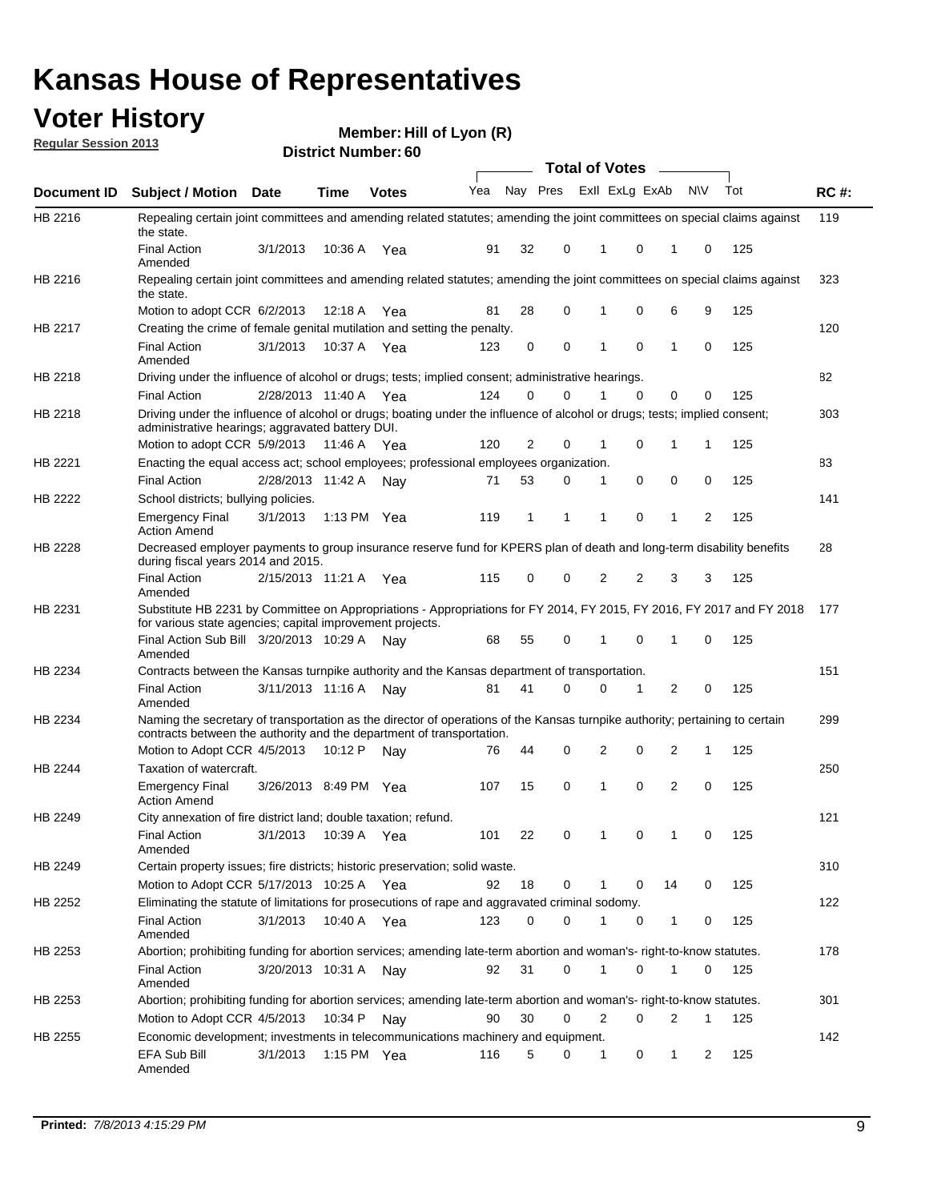# Kansas House of Representatives

## Voter History

**Regular Session 2013**

**Member: Hill of Lyon (R)**

**District Number: 60**

| Document ID | Subject / Motion | Date | Time | Votes | Yea | Nay | Pres | ExII | ExLg | ExAb | N\V | Tot | RC #: |
|---|---|---|---|---|---|---|---|---|---|---|---|---|---|
| HB 2216 | Repealing certain joint committees and amending related statutes; amending the joint committees on special claims against the state. | | | | | | | | | | | | 119 |
| | Final Action Amended | 3/1/2013 | 10:36 A | Yea | 91 | 32 | 0 | 1 | 0 | 1 | 0 | 125 | |
| HB 2216 | Repealing certain joint committees and amending related statutes; amending the joint committees on special claims against the state. | | | | | | | | | | | | 323 |
| | Motion to adopt CCR | 6/2/2013 | 12:18 A | Yea | 81 | 28 | 0 | 1 | 0 | 6 | 9 | 125 | |
| HB 2217 | Creating the crime of female genital mutilation and setting the penalty. | | | | | | | | | | | | 120 |
| | Final Action Amended | 3/1/2013 | 10:37 A | Yea | 123 | 0 | 0 | 1 | 0 | 1 | 0 | 125 | |
| HB 2218 | Driving under the influence of alcohol or drugs; tests; implied consent; administrative hearings. | | | | | | | | | | | | 82 |
| | Final Action | 2/28/2013 | 11:40 A | Yea | 124 | 0 | 0 | 1 | 0 | 0 | 0 | 125 | |
| HB 2218 | Driving under the influence of alcohol or drugs; boating under the influence of alcohol or drugs; tests; implied consent; administrative hearings; aggravated battery DUI. | | | | | | | | | | | | 303 |
| | Motion to adopt CCR | 5/9/2013 | 11:46 A | Yea | 120 | 2 | 0 | 1 | 0 | 1 | 1 | 125 | |
| HB 2221 | Enacting the equal access act; school employees; professional employees organization. | | | | | | | | | | | | 83 |
| | Final Action | 2/28/2013 | 11:42 A | Nay | 71 | 53 | 0 | 1 | 0 | 0 | 0 | 125 | |
| HB 2222 | School districts; bullying policies. | | | | | | | | | | | | 141 |
| | Emergency Final Action Amend | 3/1/2013 | 1:13 PM | Yea | 119 | 1 | 1 | 1 | 0 | 1 | 2 | 125 | |
| HB 2228 | Decreased employer payments to group insurance reserve fund for KPERS plan of death and long-term disability benefits during fiscal years 2014 and 2015. | | | | | | | | | | | | 28 |
| | Final Action Amended | 2/15/2013 | 11:21 A | Yea | 115 | 0 | 0 | 2 | 2 | 3 | 3 | 125 | |
| HB 2231 | Substitute HB 2231 by Committee on Appropriations - Appropriations for FY 2014, FY 2015, FY 2016, FY 2017 and FY 2018 for various state agencies; capital improvement projects. | | | | | | | | | | | | 177 |
| | Final Action Sub Bill Amended | 3/20/2013 | 10:29 A | Nay | 68 | 55 | 0 | 1 | 0 | 1 | 0 | 125 | |
| HB 2234 | Contracts between the Kansas turnpike authority and the Kansas department of transportation. | | | | | | | | | | | | 151 |
| | Final Action Amended | 3/11/2013 | 11:16 A | Nay | 81 | 41 | 0 | 0 | 1 | 2 | 0 | 125 | |
| HB 2234 | Naming the secretary of transportation as the director of operations of the Kansas turnpike authority; pertaining to certain contracts between the authority and the department of transportation. | | | | | | | | | | | | 299 |
| | Motion to Adopt CCR | 4/5/2013 | 10:12 P | Nay | 76 | 44 | 0 | 2 | 0 | 2 | 1 | 125 | |
| HB 2244 | Taxation of watercraft. | | | | | | | | | | | | 250 |
| | Emergency Final Action Amend | 3/26/2013 | 8:49 PM | Yea | 107 | 15 | 0 | 1 | 0 | 2 | 0 | 125 | |
| HB 2249 | City annexation of fire district land; double taxation; refund. | | | | | | | | | | | | 121 |
| | Final Action Amended | 3/1/2013 | 10:39 A | Yea | 101 | 22 | 0 | 1 | 0 | 1 | 0 | 125 | |
| HB 2249 | Certain property issues; fire districts; historic preservation; solid waste. | | | | | | | | | | | | 310 |
| | Motion to Adopt CCR | 5/17/2013 | 10:25 A | Yea | 92 | 18 | 0 | 1 | 0 | 14 | 0 | 125 | |
| HB 2252 | Eliminating the statute of limitations for prosecutions of rape and aggravated criminal sodomy. | | | | | | | | | | | | 122 |
| | Final Action Amended | 3/1/2013 | 10:40 A | Yea | 123 | 0 | 0 | 1 | 0 | 1 | 0 | 125 | |
| HB 2253 | Abortion; prohibiting funding for abortion services; amending late-term abortion and woman's- right-to-know statutes. | | | | | | | | | | | | 178 |
| | Final Action Amended | 3/20/2013 | 10:31 A | Nay | 92 | 31 | 0 | 1 | 0 | 1 | 0 | 125 | |
| HB 2253 | Abortion; prohibiting funding for abortion services; amending late-term abortion and woman's- right-to-know statutes. | | | | | | | | | | | | 301 |
| | Motion to Adopt CCR | 4/5/2013 | 10:34 P | Nay | 90 | 30 | 0 | 2 | 0 | 2 | 1 | 125 | |
| HB 2255 | Economic development; investments in telecommunications machinery and equipment. | | | | | | | | | | | | 142 |
| | EFA Sub Bill Amended | 3/1/2013 | 1:15 PM | Yea | 116 | 5 | 0 | 1 | 0 | 1 | 2 | 125 | |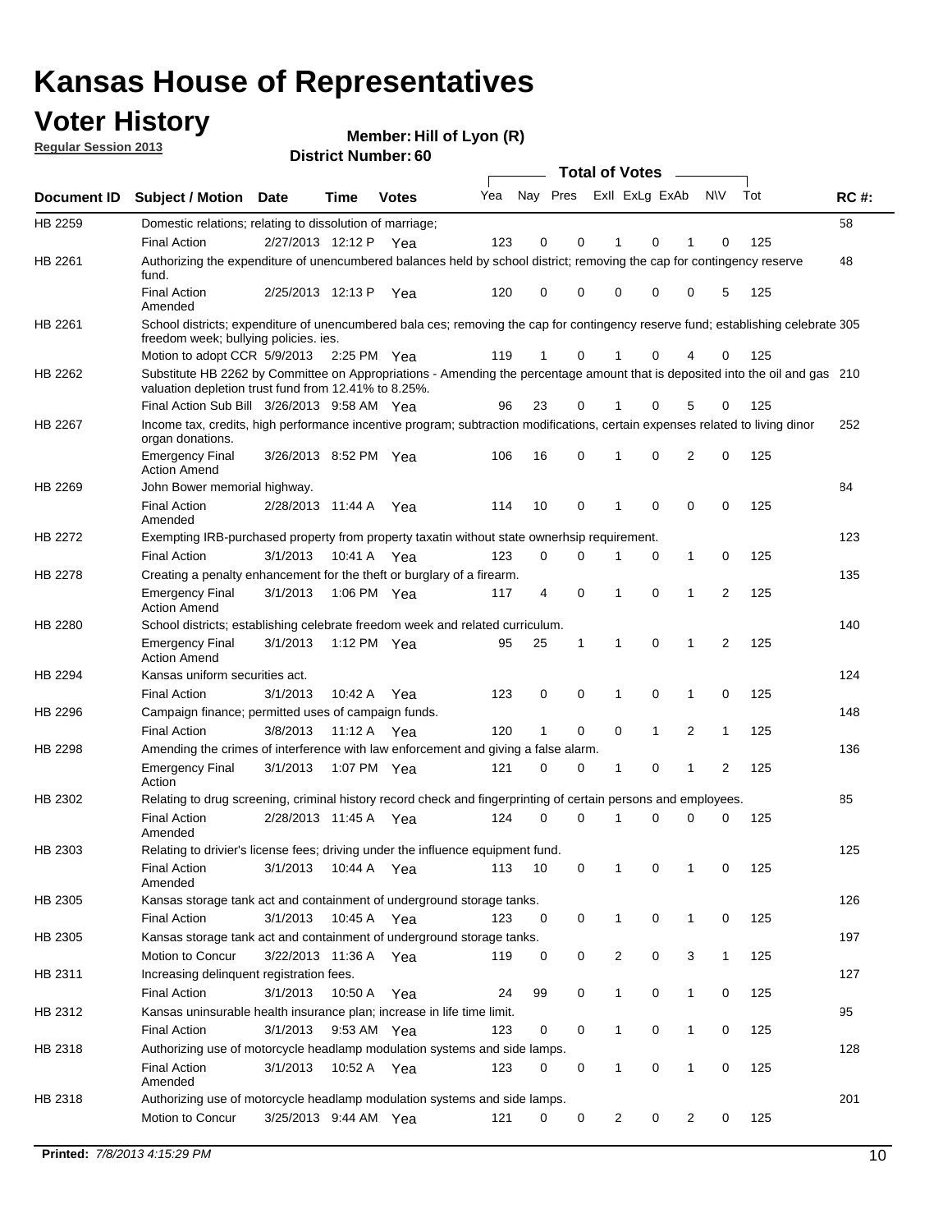# Kansas House of Representatives

## Voter History

**Regular Session 2013**

**Member: Hill of Lyon (R)**

**District Number: 60**

| Document ID | Subject / Motion | Date | Time | Votes | Yea | Nay | Pres | ExII | ExLg | ExAb | N\V | Tot | RC #: |
|---|---|---|---|---|---|---|---|---|---|---|---|---|---|
| HB 2259 | Domestic relations; relating to dissolution of marriage; | | | | | | | | | | | | 58 |
| | Final Action | 2/27/2013 | 12:12 P | Yea | 123 | 0 | 0 | 1 | 0 | 1 | 0 | 125 | |
| HB 2261 | Authorizing the expenditure of unencumbered balances held by school district; removing the cap for contingency reserve fund. | | | | | | | | | | | | 48 |
| | Final Action Amended | 2/25/2013 | 12:13 P | Yea | 120 | 0 | 0 | 0 | 0 | 0 | 5 | 125 | |
| HB 2261 | School districts; expenditure of unencumbered bala ces; removing the cap for contingency reserve fund; establishing celebrate freedom week; bullying policies. ies. | | | | | | | | | | | | 305 |
| | Motion to adopt CCR | 5/9/2013 | 2:25 PM | Yea | 119 | 1 | 0 | 1 | 0 | 4 | 0 | 125 | |
| HB 2262 | Substitute HB 2262 by Committee on Appropriations - Amending the percentage amount that is deposited into the oil and gas valuation depletion trust fund from 12.41% to 8.25%. | | | | | | | | | | | | 210 |
| | Final Action Sub Bill | 3/26/2013 | 9:58 AM | Yea | 96 | 23 | 0 | 1 | 0 | 5 | 0 | 125 | |
| HB 2267 | Income tax, credits, high performance incentive program; subtraction modifications, certain expenses related to living dinor organ donations. | | | | | | | | | | | | 252 |
| | Emergency Final Action Amend | 3/26/2013 | 8:52 PM | Yea | 106 | 16 | 0 | 1 | 0 | 2 | 0 | 125 | |
| HB 2269 | John Bower memorial highway. | | | | | | | | | | | | 84 |
| | Final Action Amended | 2/28/2013 | 11:44 A | Yea | 114 | 10 | 0 | 1 | 0 | 0 | 0 | 125 | |
| HB 2272 | Exempting IRB-purchased property from property taxatin without state ownerhsip requirement. | | | | | | | | | | | | 123 |
| | Final Action | 3/1/2013 | 10:41 A | Yea | 123 | 0 | 0 | 1 | 0 | 1 | 0 | 125 | |
| HB 2278 | Creating a penalty enhancement for the theft or burglary of a firearm. | | | | | | | | | | | | 135 |
| | Emergency Final Action Amend | 3/1/2013 | 1:06 PM | Yea | 117 | 4 | 0 | 1 | 0 | 1 | 2 | 125 | |
| HB 2280 | School districts; establishing celebrate freedom week and related curriculum. | | | | | | | | | | | | 140 |
| | Emergency Final Action Amend | 3/1/2013 | 1:12 PM | Yea | 95 | 25 | 1 | 1 | 0 | 1 | 2 | 125 | |
| HB 2294 | Kansas uniform securities act. | | | | | | | | | | | | 124 |
| | Final Action | 3/1/2013 | 10:42 A | Yea | 123 | 0 | 0 | 1 | 0 | 1 | 0 | 125 | |
| HB 2296 | Campaign finance; permitted uses of campaign funds. | | | | | | | | | | | | 148 |
| | Final Action | 3/8/2013 | 11:12 A | Yea | 120 | 1 | 0 | 0 | 1 | 2 | 1 | 125 | |
| HB 2298 | Amending the crimes of interference with law enforcement and giving a false alarm. | | | | | | | | | | | | 136 |
| | Emergency Final Action | 3/1/2013 | 1:07 PM | Yea | 121 | 0 | 0 | 1 | 0 | 1 | 2 | 125 | |
| HB 2302 | Relating to drug screening, criminal history record check and fingerprinting of certain persons and employees. | | | | | | | | | | | | 85 |
| | Final Action Amended | 2/28/2013 | 11:45 A | Yea | 124 | 0 | 0 | 1 | 0 | 0 | 0 | 125 | |
| HB 2303 | Relating to drivier's license fees; driving under the influence equipment fund. | | | | | | | | | | | | 125 |
| | Final Action Amended | 3/1/2013 | 10:44 A | Yea | 113 | 10 | 0 | 1 | 0 | 1 | 0 | 125 | |
| HB 2305 | Kansas storage tank act and containment of underground storage tanks. | | | | | | | | | | | | 126 |
| | Final Action | 3/1/2013 | 10:45 A | Yea | 123 | 0 | 0 | 1 | 0 | 1 | 0 | 125 | |
| HB 2305 | Kansas storage tank act and containment of underground storage tanks. | | | | | | | | | | | | 197 |
| | Motion to Concur | 3/22/2013 | 11:36 A | Yea | 119 | 0 | 0 | 2 | 0 | 3 | 1 | 125 | |
| HB 2311 | Increasing delinquent registration fees. | | | | | | | | | | | | 127 |
| | Final Action | 3/1/2013 | 10:50 A | Yea | 24 | 99 | 0 | 1 | 0 | 1 | 0 | 125 | |
| HB 2312 | Kansas uninsurable health insurance plan; increase in life time limit. | | | | | | | | | | | | 95 |
| | Final Action | 3/1/2013 | 9:53 AM | Yea | 123 | 0 | 0 | 1 | 0 | 1 | 0 | 125 | |
| HB 2318 | Authorizing use of motorcycle headlamp modulation systems and side lamps. | | | | | | | | | | | | 128 |
| | Final Action Amended | 3/1/2013 | 10:52 A | Yea | 123 | 0 | 0 | 1 | 0 | 1 | 0 | 125 | |
| HB 2318 | Authorizing use of motorcycle headlamp modulation systems and side lamps. | | | | | | | | | | | | 201 |
| | Motion to Concur | 3/25/2013 | 9:44 AM | Yea | 121 | 0 | 0 | 2 | 0 | 2 | 0 | 125 | |

**Printed:** *7/8/2013 4:15:29 PM*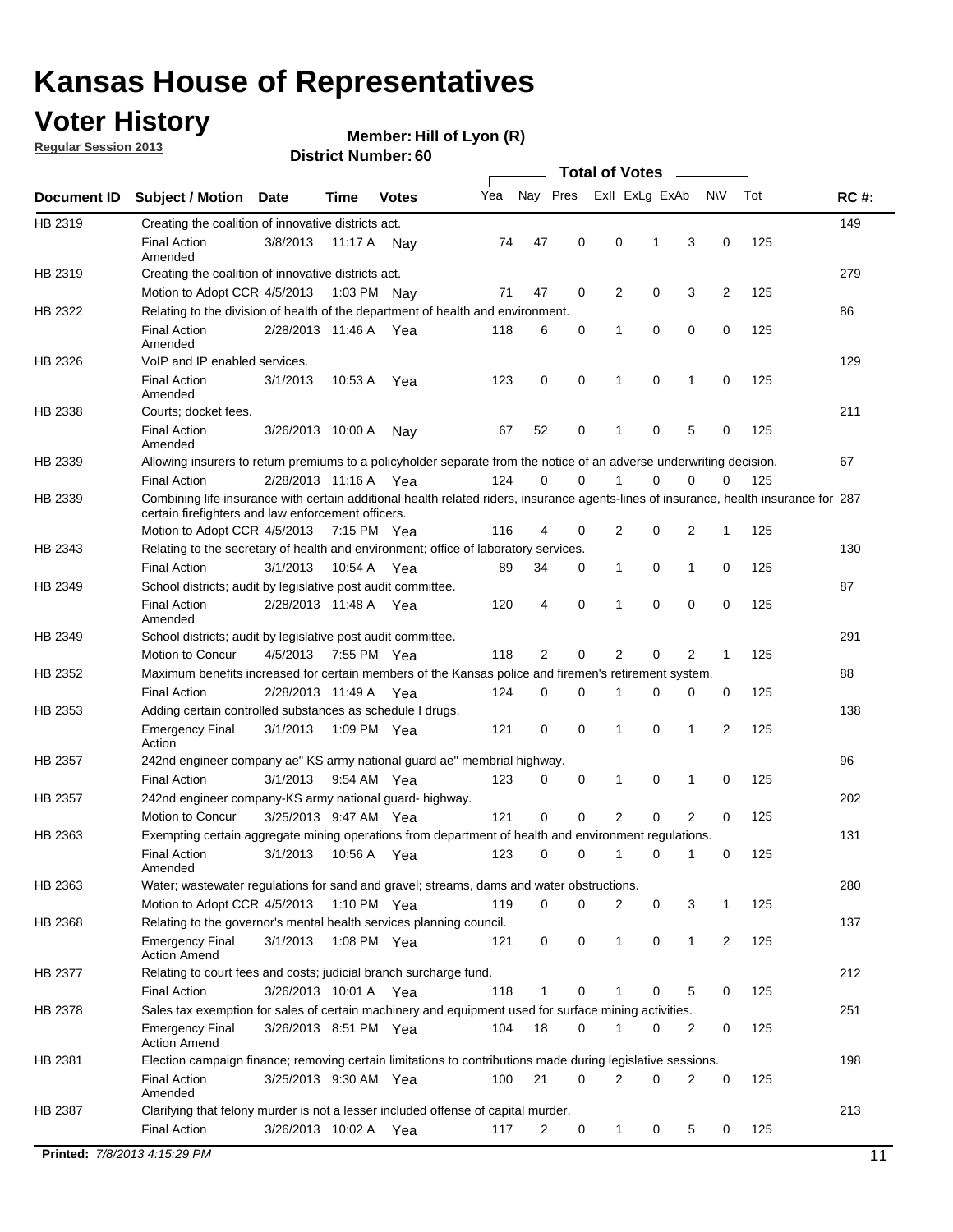# Kansas House of Representatives

## Voter History

**Regular Session 2013**

**Member: Hill of Lyon (R)**

**District Number: 60**

| Document ID | Subject / Motion | Date | Time | Votes | Yea | Nay | Pres | ExII | ExLg | ExAb | N\V | Tot | RC #: |
|---|---|---|---|---|---|---|---|---|---|---|---|---|---|
| HB 2319 | Creating the coalition of innovative districts act. | | | | | | | | | | | | 149 |
| | Final Action Amended | 3/8/2013 | 11:17 A | Nay | 74 | 47 | 0 | 0 | 1 | 3 | 0 | 125 | |
| HB 2319 | Creating the coalition of innovative districts act. | | | | | | | | | | | | 279 |
| | Motion to Adopt CCR | 4/5/2013 | 1:03 PM | Nay | 71 | 47 | 0 | 2 | 0 | 3 | 2 | 125 | |
| HB 2322 | Relating to the division of health of the department of health and environment. | | | | | | | | | | | | 86 |
| | Final Action Amended | 2/28/2013 | 11:46 A | Yea | 118 | 6 | 0 | 1 | 0 | 0 | 0 | 125 | |
| HB 2326 | VoIP and IP enabled services. | | | | | | | | | | | | 129 |
| | Final Action Amended | 3/1/2013 | 10:53 A | Yea | 123 | 0 | 0 | 1 | 0 | 1 | 0 | 125 | |
| HB 2338 | Courts; docket fees. | | | | | | | | | | | | 211 |
| | Final Action Amended | 3/26/2013 | 10:00 A | Nay | 67 | 52 | 0 | 1 | 0 | 5 | 0 | 125 | |
| HB 2339 | Allowing insurers to return premiums to a policyholder separate from the notice of an adverse underwriting decision. | | | | | | | | | | | | 67 |
| | Final Action | 2/28/2013 | 11:16 A | Yea | 124 | 0 | 0 | 1 | 0 | 0 | 0 | 125 | |
| HB 2339 | Combining life insurance with certain additional health related riders, insurance agents-lines of insurance, health insurance for certain firefighters and law enforcement officers. | | | | | | | | | | | | 287 |
| | Motion to Adopt CCR | 4/5/2013 | 7:15 PM | Yea | 116 | 4 | 0 | 2 | 0 | 2 | 1 | 125 | |
| HB 2343 | Relating to the secretary of health and environment; office of laboratory services. | | | | | | | | | | | | 130 |
| | Final Action | 3/1/2013 | 10:54 A | Yea | 89 | 34 | 0 | 1 | 0 | 1 | 0 | 125 | |
| HB 2349 | School districts; audit by legislative post audit committee. | | | | | | | | | | | | 87 |
| | Final Action Amended | 2/28/2013 | 11:48 A | Yea | 120 | 4 | 0 | 1 | 0 | 0 | 0 | 125 | |
| HB 2349 | School districts; audit by legislative post audit committee. | | | | | | | | | | | | 291 |
| | Motion to Concur | 4/5/2013 | 7:55 PM | Yea | 118 | 2 | 0 | 2 | 0 | 2 | 1 | 125 | |
| HB 2352 | Maximum benefits increased for certain members of the Kansas police and firemen's retirement system. | | | | | | | | | | | | 88 |
| | Final Action | 2/28/2013 | 11:49 A | Yea | 124 | 0 | 0 | 1 | 0 | 0 | 0 | 125 | |
| HB 2353 | Adding certain controlled substances as schedule I drugs. | | | | | | | | | | | | 138 |
| | Emergency Final Action | 3/1/2013 | 1:09 PM | Yea | 121 | 0 | 0 | 1 | 0 | 1 | 2 | 125 | |
| HB 2357 | 242nd engineer company ae" KS army national guard ae" membrial highway. | | | | | | | | | | | | 96 |
| | Final Action | 3/1/2013 | 9:54 AM | Yea | 123 | 0 | 0 | 1 | 0 | 1 | 0 | 125 | |
| HB 2357 | 242nd engineer company-KS army national guard- highway. | | | | | | | | | | | | 202 |
| | Motion to Concur | 3/25/2013 | 9:47 AM | Yea | 121 | 0 | 0 | 2 | 0 | 2 | 0 | 125 | |
| HB 2363 | Exempting certain aggregate mining operations from department of health and environment regulations. | | | | | | | | | | | | 131 |
| | Final Action Amended | 3/1/2013 | 10:56 A | Yea | 123 | 0 | 0 | 1 | 0 | 1 | 0 | 125 | |
| HB 2363 | Water; wastewater regulations for sand and gravel; streams, dams and water obstructions. | | | | | | | | | | | | 280 |
| | Motion to Adopt CCR | 4/5/2013 | 1:10 PM | Yea | 119 | 0 | 0 | 2 | 0 | 3 | 1 | 125 | |
| HB 2368 | Relating to the governor's mental health services planning council. | | | | | | | | | | | | 137 |
| | Emergency Final Action Amend | 3/1/2013 | 1:08 PM | Yea | 121 | 0 | 0 | 1 | 0 | 1 | 2 | 125 | |
| HB 2377 | Relating to court fees and costs; judicial branch surcharge fund. | | | | | | | | | | | | 212 |
| | Final Action | 3/26/2013 | 10:01 A | Yea | 118 | 1 | 0 | 1 | 0 | 5 | 0 | 125 | |
| HB 2378 | Sales tax exemption for sales of certain machinery and equipment used for surface mining activities. | | | | | | | | | | | | 251 |
| | Emergency Final Action Amend | 3/26/2013 | 8:51 PM | Yea | 104 | 18 | 0 | 1 | 0 | 2 | 0 | 125 | |
| HB 2381 | Election campaign finance; removing certain limitations to contributions made during legislative sessions. | | | | | | | | | | | | 198 |
| | Final Action Amended | 3/25/2013 | 9:30 AM | Yea | 100 | 21 | 0 | 2 | 0 | 2 | 0 | 125 | |
| HB 2387 | Clarifying that felony murder is not a lesser included offense of capital murder. | | | | | | | | | | | | 213 |
| | Final Action | 3/26/2013 | 10:02 A | Yea | 117 | 2 | 0 | 1 | 0 | 5 | 0 | 125 | |

**Printed:** *7/8/2013 4:15:29 PM*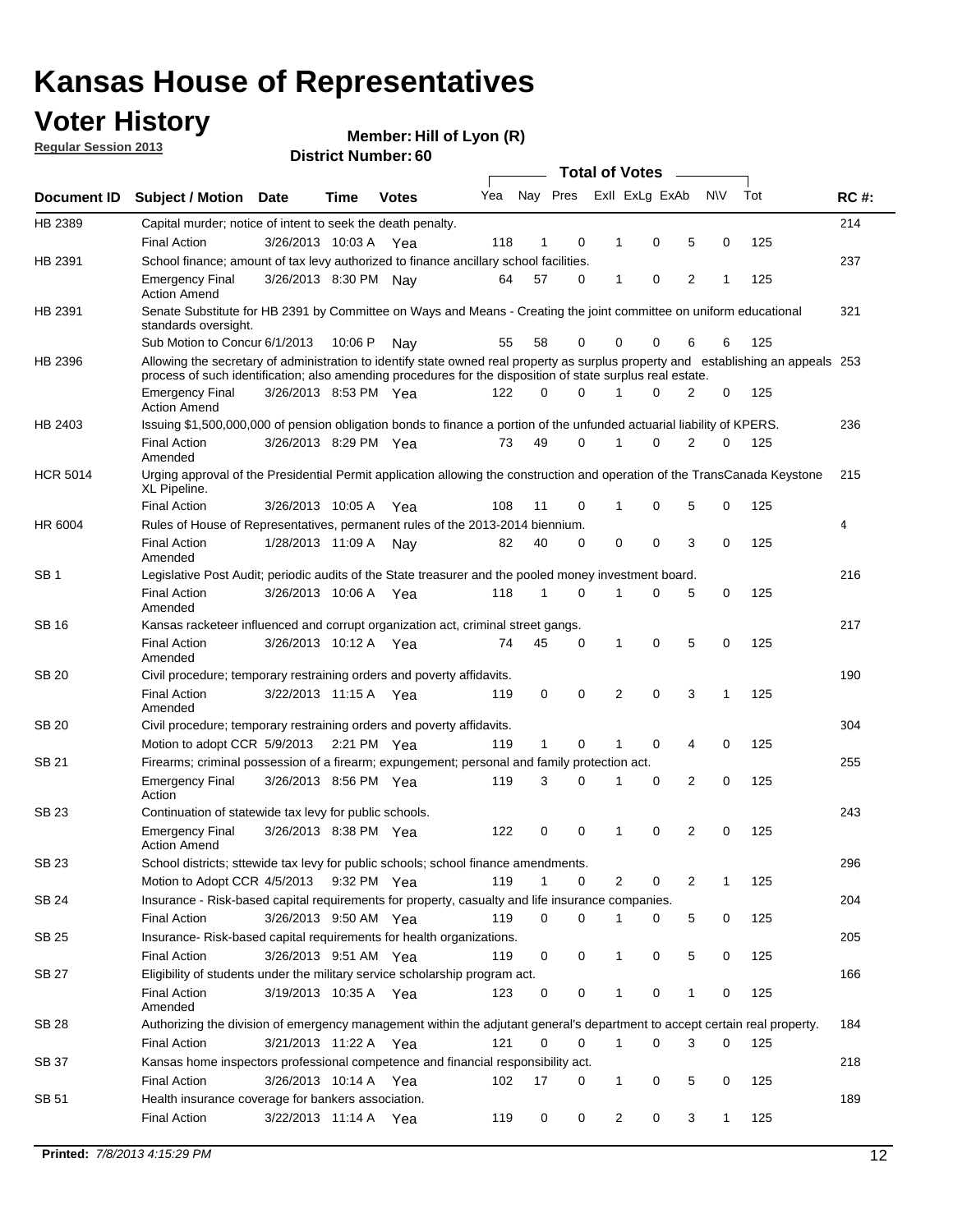# Kansas House of Representatives

## Voter History

**Regular Session 2013**

**Member: Hill of Lyon (R)**

**District Number: 60**

| Document ID | Subject / Motion | Date | Time | Votes | Yea | Nay | Pres | ExII | ExLg | ExAb | N\V | Tot | RC #: |
|---|---|---|---|---|---|---|---|---|---|---|---|---|---|
| HB 2389 | Capital murder; notice of intent to seek the death penalty. | | | | | | | | | | | | 214 |
| | Final Action | 3/26/2013 | 10:03 A | Yea | 118 | 1 | 0 | 1 | 0 | 5 | 0 | 125 | |
| HB 2391 | School finance; amount of tax levy authorized to finance ancillary school facilities. | | | | | | | | | | | | 237 |
| | Emergency Final Action Amend | 3/26/2013 | 8:30 PM | Nay | 64 | 57 | 0 | 1 | 0 | 2 | 1 | 125 | |
| HB 2391 | Senate Substitute for HB 2391 by Committee on Ways and Means - Creating the joint committee on uniform educational standards oversight. | | | | | | | | | | | | 321 |
| | Sub Motion to Concur | 6/1/2013 | 10:06 P | Nay | 55 | 58 | 0 | 0 | 0 | 6 | 6 | 125 | |
| HB 2396 | Allowing the secretary of administration to identify state owned real property as surplus property and establishing an appeals process of such identification; also amending procedures for the disposition of state surplus real estate. | | | | | | | | | | | | 253 |
| | Emergency Final Action Amend | 3/26/2013 | 8:53 PM | Yea | 122 | 0 | 0 | 1 | 0 | 2 | 0 | 125 | |
| HB 2403 | Issuing $1,500,000,000 of pension obligation bonds to finance a portion of the unfunded actuarial liability of KPERS. | | | | | | | | | | | | 236 |
| | Final Action Amended | 3/26/2013 | 8:29 PM | Yea | 73 | 49 | 0 | 1 | 0 | 2 | 0 | 125 | |
| HCR 5014 | Urging approval of the Presidential Permit application allowing the construction and operation of the TransCanada Keystone XL Pipeline. | | | | | | | | | | | | 215 |
| | Final Action | 3/26/2013 | 10:05 A | Yea | 108 | 11 | 0 | 1 | 0 | 5 | 0 | 125 | |
| HR 6004 | Rules of House of Representatives, permanent rules of the 2013-2014 biennium. | | | | | | | | | | | | 4 |
| | Final Action Amended | 1/28/2013 | 11:09 A | Nay | 82 | 40 | 0 | 0 | 0 | 3 | 0 | 125 | |
| SB 1 | Legislative Post Audit; periodic audits of the State treasurer and the pooled money investment board. | | | | | | | | | | | | 216 |
| | Final Action Amended | 3/26/2013 | 10:06 A | Yea | 118 | 1 | 0 | 1 | 0 | 5 | 0 | 125 | |
| SB 16 | Kansas racketeer influenced and corrupt organization act, criminal street gangs. | | | | | | | | | | | | 217 |
| | Final Action Amended | 3/26/2013 | 10:12 A | Yea | 74 | 45 | 0 | 1 | 0 | 5 | 0 | 125 | |
| SB 20 | Civil procedure; temporary restraining orders and poverty affidavits. | | | | | | | | | | | | 190 |
| | Final Action Amended | 3/22/2013 | 11:15 A | Yea | 119 | 0 | 0 | 2 | 0 | 3 | 1 | 125 | |
| SB 20 | Civil procedure; temporary restraining orders and poverty affidavits. | | | | | | | | | | | | 304 |
| | Motion to adopt CCR | 5/9/2013 | 2:21 PM | Yea | 119 | 1 | 0 | 1 | 0 | 4 | 0 | 125 | |
| SB 21 | Firearms; criminal possession of a firearm; expungement; personal and family protection act. | | | | | | | | | | | | 255 |
| | Emergency Final Action | 3/26/2013 | 8:56 PM | Yea | 119 | 3 | 0 | 1 | 0 | 2 | 0 | 125 | |
| SB 23 | Continuation of statewide tax levy for public schools. | | | | | | | | | | | | 243 |
| | Emergency Final Action Amend | 3/26/2013 | 8:38 PM | Yea | 122 | 0 | 0 | 1 | 0 | 2 | 0 | 125 | |
| SB 23 | School districts; sttewide tax levy for public schools; school finance amendments. | | | | | | | | | | | | 296 |
| | Motion to Adopt CCR | 4/5/2013 | 9:32 PM | Yea | 119 | 1 | 0 | 2 | 0 | 2 | 1 | 125 | |
| SB 24 | Insurance - Risk-based capital requirements for property, casualty and life insurance companies. | | | | | | | | | | | | 204 |
| | Final Action | 3/26/2013 | 9:50 AM | Yea | 119 | 0 | 0 | 1 | 0 | 5 | 0 | 125 | |
| SB 25 | Insurance- Risk-based capital requirements for health organizations. | | | | | | | | | | | | 205 |
| | Final Action | 3/26/2013 | 9:51 AM | Yea | 119 | 0 | 0 | 1 | 0 | 5 | 0 | 125 | |
| SB 27 | Eligibility of students under the military service scholarship program act. | | | | | | | | | | | | 166 |
| | Final Action Amended | 3/19/2013 | 10:35 A | Yea | 123 | 0 | 0 | 1 | 0 | 1 | 0 | 125 | |
| SB 28 | Authorizing the division of emergency management within the adjutant general's department to accept certain real property. | | | | | | | | | | | | 184 |
| | Final Action | 3/21/2013 | 11:22 A | Yea | 121 | 0 | 0 | 1 | 0 | 3 | 0 | 125 | |
| SB 37 | Kansas home inspectors professional competence and financial responsibility act. | | | | | | | | | | | | 218 |
| | Final Action | 3/26/2013 | 10:14 A | Yea | 102 | 17 | 0 | 1 | 0 | 5 | 0 | 125 | |
| SB 51 | Health insurance coverage for bankers association. | | | | | | | | | | | | 189 |
| | Final Action | 3/22/2013 | 11:14 A | Yea | 119 | 0 | 0 | 2 | 0 | 3 | 1 | 125 | |

**Printed:** *7/8/2013 4:15:29 PM*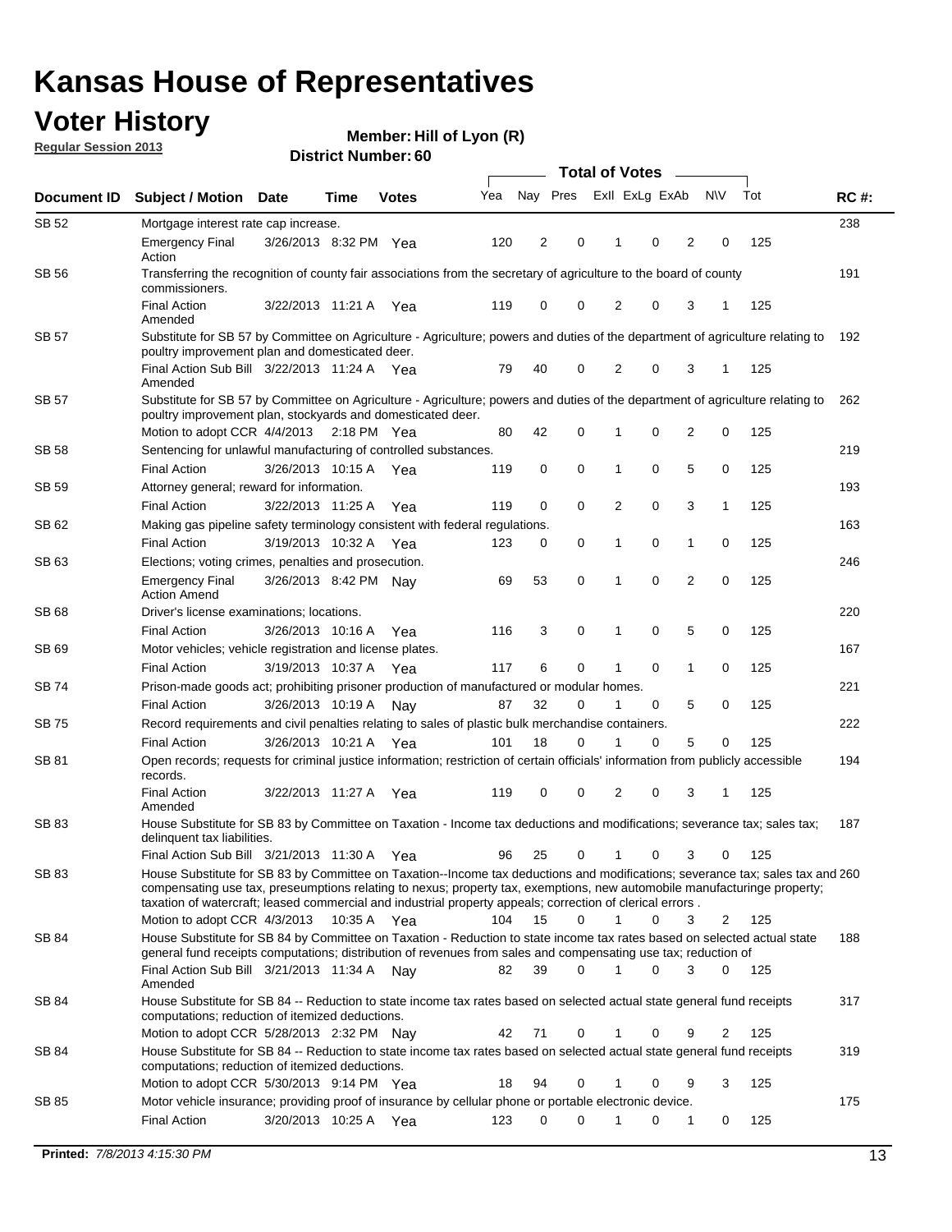# Kansas House of Representatives

## Voter History

**Regular Session 2013**

**Member: Hill of Lyon (R)**

**District Number: 60**

| Document ID | Subject / Motion | Date | Time | Votes | Yea | Nay | Pres | ExII | ExLg | ExAb | N\V | Tot | RC #: |
|---|---|---|---|---|---|---|---|---|---|---|---|---|---|
| SB 52 | Mortgage interest rate cap increase. | | | | | | | | | | | | 238 |
| | Emergency Final Action | 3/26/2013 | 8:32 PM | Yea | 120 | 2 | 0 | 1 | 0 | 2 | 0 | 125 | |
| SB 56 | Transferring the recognition of county fair associations from the secretary of agriculture to the board of county commissioners. | | | | | | | | | | | | 191 |
| | Final Action Amended | 3/22/2013 | 11:21 A | Yea | 119 | 0 | 0 | 2 | 0 | 3 | 1 | 125 | |
| SB 57 | Substitute for SB 57 by Committee on Agriculture - Agriculture; powers and duties of the department of agriculture relating to poultry improvement plan and domesticated deer. | | | | | | | | | | | | 192 |
| | Final Action Sub Bill Amended | 3/22/2013 | 11:24 A | Yea | 79 | 40 | 0 | 2 | 0 | 3 | 1 | 125 | |
| SB 57 | Substitute for SB 57 by Committee on Agriculture - Agriculture; powers and duties of the department of agriculture relating to poultry improvement plan, stockyards and domesticated deer. | | | | | | | | | | | | 262 |
| | Motion to adopt CCR | 4/4/2013 | 2:18 PM | Yea | 80 | 42 | 0 | 1 | 0 | 2 | 0 | 125 | |
| SB 58 | Sentencing for unlawful manufacturing of controlled substances. | | | | | | | | | | | | 219 |
| | Final Action | 3/26/2013 | 10:15 A | Yea | 119 | 0 | 0 | 1 | 0 | 5 | 0 | 125 | |
| SB 59 | Attorney general; reward for information. | | | | | | | | | | | | 193 |
| | Final Action | 3/22/2013 | 11:25 A | Yea | 119 | 0 | 0 | 2 | 0 | 3 | 1 | 125 | |
| SB 62 | Making gas pipeline safety terminology consistent with federal regulations. | | | | | | | | | | | | 163 |
| | Final Action | 3/19/2013 | 10:32 A | Yea | 123 | 0 | 0 | 1 | 0 | 1 | 0 | 125 | |
| SB 63 | Elections; voting crimes, penalties and prosecution. | | | | | | | | | | | | 246 |
| | Emergency Final Action Amend | 3/26/2013 | 8:42 PM | Nay | 69 | 53 | 0 | 1 | 0 | 2 | 0 | 125 | |
| SB 68 | Driver's license examinations; locations. | | | | | | | | | | | | 220 |
| | Final Action | 3/26/2013 | 10:16 A | Yea | 116 | 3 | 0 | 1 | 0 | 5 | 0 | 125 | |
| SB 69 | Motor vehicles; vehicle registration and license plates. | | | | | | | | | | | | 167 |
| | Final Action | 3/19/2013 | 10:37 A | Yea | 117 | 6 | 0 | 1 | 0 | 1 | 0 | 125 | |
| SB 74 | Prison-made goods act; prohibiting prisoner production of manufactured or modular homes. | | | | | | | | | | | | 221 |
| | Final Action | 3/26/2013 | 10:19 A | Nay | 87 | 32 | 0 | 1 | 0 | 5 | 0 | 125 | |
| SB 75 | Record requirements and civil penalties relating to sales of plastic bulk merchandise containers. | | | | | | | | | | | | 222 |
| | Final Action | 3/26/2013 | 10:21 A | Yea | 101 | 18 | 0 | 1 | 0 | 5 | 0 | 125 | |
| SB 81 | Open records; requests for criminal justice information; restriction of certain officials' information from publicly accessible records. | | | | | | | | | | | | 194 |
| | Final Action Amended | 3/22/2013 | 11:27 A | Yea | 119 | 0 | 0 | 2 | 0 | 3 | 1 | 125 | |
| SB 83 | House Substitute for SB 83 by Committee on Taxation - Income tax deductions and modifications; severance tax; sales tax; delinquent tax liabilities. | | | | | | | | | | | | 187 |
| | Final Action Sub Bill | 3/21/2013 | 11:30 A | Yea | 96 | 25 | 0 | 1 | 0 | 3 | 0 | 125 | |
| SB 83 | House Substitute for SB 83 by Committee on Taxation--Income tax deductions and modifications; severance tax; sales tax and compensating use tax, preseumptions relating to nexus; property tax, exemptions, new automobile manufacturinge property; taxation of watercraft; leased commercial and industrial property appeals; correction of clerical errors . | | | | | | | | | | | | 260 |
| | Motion to adopt CCR | 4/3/2013 | 10:35 A | Yea | 104 | 15 | 0 | 1 | 0 | 3 | 2 | 125 | |
| SB 84 | House Substitute for SB 84 by Committee on Taxation - Reduction to state income tax rates based on selected actual state general fund receipts computations; distribution of revenues from sales and compensating use tax; reduction of | | | | | | | | | | | | 188 |
| | Final Action Sub Bill Amended | 3/21/2013 | 11:34 A | Nay | 82 | 39 | 0 | 1 | 0 | 3 | 0 | 125 | |
| SB 84 | House Substitute for SB 84 -- Reduction to state income tax rates based on selected actual state general fund receipts computations; reduction of itemized deductions. | | | | | | | | | | | | 317 |
| | Motion to adopt CCR | 5/28/2013 | 2:32 PM | Nay | 42 | 71 | 0 | 1 | 0 | 9 | 2 | 125 | |
| SB 84 | House Substitute for SB 84 -- Reduction to state income tax rates based on selected actual state general fund receipts computations; reduction of itemized deductions. | | | | | | | | | | | | 319 |
| | Motion to adopt CCR | 5/30/2013 | 9:14 PM | Yea | 18 | 94 | 0 | 1 | 0 | 9 | 3 | 125 | |
| SB 85 | Motor vehicle insurance; providing proof of insurance by cellular phone or portable electronic device. | | | | | | | | | | | | 175 |
| | Final Action | 3/20/2013 | 10:25 A | Yea | 123 | 0 | 0 | 1 | 0 | 1 | 0 | 125 | |

**Printed:** 7/8/2013 4:15:30 PM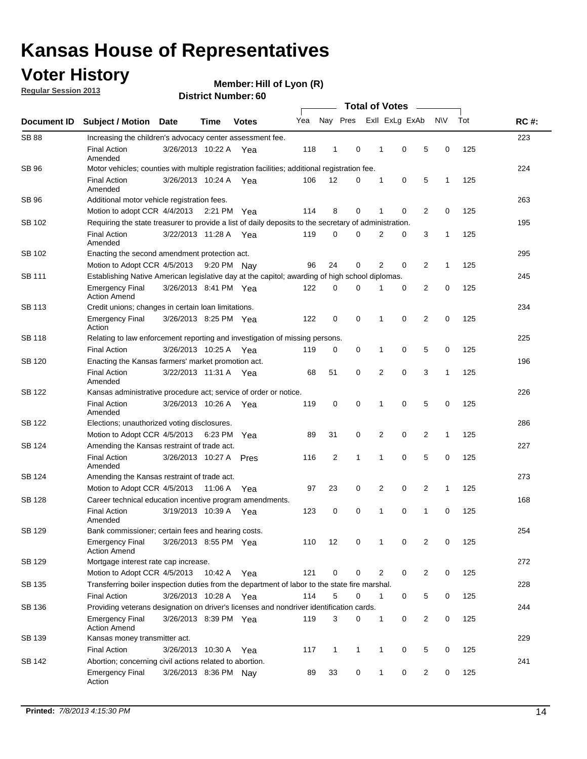# Kansas House of Representatives

## Voter History

**Regular Session 2013**

**Member: Hill of Lyon (R)**

**District Number: 60**

| Document ID | Subject / Motion | Date | Time | Votes | Yea | Nay | Pres | ExII | ExLg | ExAb | N\V | Tot | RC #: |
|---|---|---|---|---|---|---|---|---|---|---|---|---|---|
| SB 88 | Increasing the children's advocacy center assessment fee. | | | | | | | | | | | | 223 |
| | Final Action Amended | 3/26/2013 | 10:22 A | Yea | 118 | 1 | 0 | 1 | 0 | 5 | 0 | 125 | |
| SB 96 | Motor vehicles; counties with multiple registration facilities; additional registration fee. | | | | | | | | | | | | 224 |
| | Final Action Amended | 3/26/2013 | 10:24 A | Yea | 106 | 12 | 0 | 1 | 0 | 5 | 1 | 125 | |
| SB 96 | Additional motor vehicle registration fees. | | | | | | | | | | | | 263 |
| | Motion to adopt CCR | 4/4/2013 | 2:21 PM | Yea | 114 | 8 | 0 | 1 | 0 | 2 | 0 | 125 | |
| SB 102 | Requiring the state treasurer to provide a list of daily deposits to the secretary of administration. | | | | | | | | | | | | 195 |
| | Final Action Amended | 3/22/2013 | 11:28 A | Yea | 119 | 0 | 0 | 2 | 0 | 3 | 1 | 125 | |
| SB 102 | Enacting the second amendment protection act. | | | | | | | | | | | | 295 |
| | Motion to Adopt CCR | 4/5/2013 | 9:20 PM | Nay | 96 | 24 | 0 | 2 | 0 | 2 | 1 | 125 | |
| SB 111 | Establishing Native American legislative day at the capitol; awarding of high school diplomas. | | | | | | | | | | | | 245 |
| | Emergency Final Action Amend | 3/26/2013 | 8:41 PM | Yea | 122 | 0 | 0 | 1 | 0 | 2 | 0 | 125 | |
| SB 113 | Credit unions; changes in certain loan limitations. | | | | | | | | | | | | 234 |
| | Emergency Final Action | 3/26/2013 | 8:25 PM | Yea | 122 | 0 | 0 | 1 | 0 | 2 | 0 | 125 | |
| SB 118 | Relating to law enforcement reporting and investigation of missing persons. | | | | | | | | | | | | 225 |
| | Final Action | 3/26/2013 | 10:25 A | Yea | 119 | 0 | 0 | 1 | 0 | 5 | 0 | 125 | |
| SB 120 | Enacting the Kansas farmers' market promotion act. | | | | | | | | | | | | 196 |
| | Final Action Amended | 3/22/2013 | 11:31 A | Yea | 68 | 51 | 0 | 2 | 0 | 3 | 1 | 125 | |
| SB 122 | Kansas administrative procedure act; service of order or notice. | | | | | | | | | | | | 226 |
| | Final Action Amended | 3/26/2013 | 10:26 A | Yea | 119 | 0 | 0 | 1 | 0 | 5 | 0 | 125 | |
| SB 122 | Elections; unauthorized voting disclosures. | | | | | | | | | | | | 286 |
| | Motion to Adopt CCR | 4/5/2013 | 6:23 PM | Yea | 89 | 31 | 0 | 2 | 0 | 2 | 1 | 125 | |
| SB 124 | Amending the Kansas restraint of trade act. | | | | | | | | | | | | 227 |
| | Final Action Amended | 3/26/2013 | 10:27 A | Pres | 116 | 2 | 1 | 1 | 0 | 5 | 0 | 125 | |
| SB 124 | Amending the Kansas restraint of trade act. | | | | | | | | | | | | 273 |
| | Motion to Adopt CCR | 4/5/2013 | 11:06 A | Yea | 97 | 23 | 0 | 2 | 0 | 2 | 1 | 125 | |
| SB 128 | Career technical education incentive program amendments. | | | | | | | | | | | | 168 |
| | Final Action Amended | 3/19/2013 | 10:39 A | Yea | 123 | 0 | 0 | 1 | 0 | 1 | 0 | 125 | |
| SB 129 | Bank commissioner; certain fees and hearing costs. | | | | | | | | | | | | 254 |
| | Emergency Final Action Amend | 3/26/2013 | 8:55 PM | Yea | 110 | 12 | 0 | 1 | 0 | 2 | 0 | 125 | |
| SB 129 | Mortgage interest rate cap increase. | | | | | | | | | | | | 272 |
| | Motion to Adopt CCR | 4/5/2013 | 10:42 A | Yea | 121 | 0 | 0 | 2 | 0 | 2 | 0 | 125 | |
| SB 135 | Transferring boiler inspection duties from the department of labor to the state fire marshal. | | | | | | | | | | | | 228 |
| | Final Action | 3/26/2013 | 10:28 A | Yea | 114 | 5 | 0 | 1 | 0 | 5 | 0 | 125 | |
| SB 136 | Providing veterans designation on driver's licenses and nondriver identification cards. | | | | | | | | | | | | 244 |
| | Emergency Final Action Amend | 3/26/2013 | 8:39 PM | Yea | 119 | 3 | 0 | 1 | 0 | 2 | 0 | 125 | |
| SB 139 | Kansas money transmitter act. | | | | | | | | | | | | 229 |
| | Final Action | 3/26/2013 | 10:30 A | Yea | 117 | 1 | 1 | 1 | 0 | 5 | 0 | 125 | |
| SB 142 | Abortion; concerning civil actions related to abortion. | | | | | | | | | | | | 241 |
| | Emergency Final Action | 3/26/2013 | 8:36 PM | Nay | 89 | 33 | 0 | 1 | 0 | 2 | 0 | 125 | |

**Printed:** *7/8/2013 4:15:30 PM*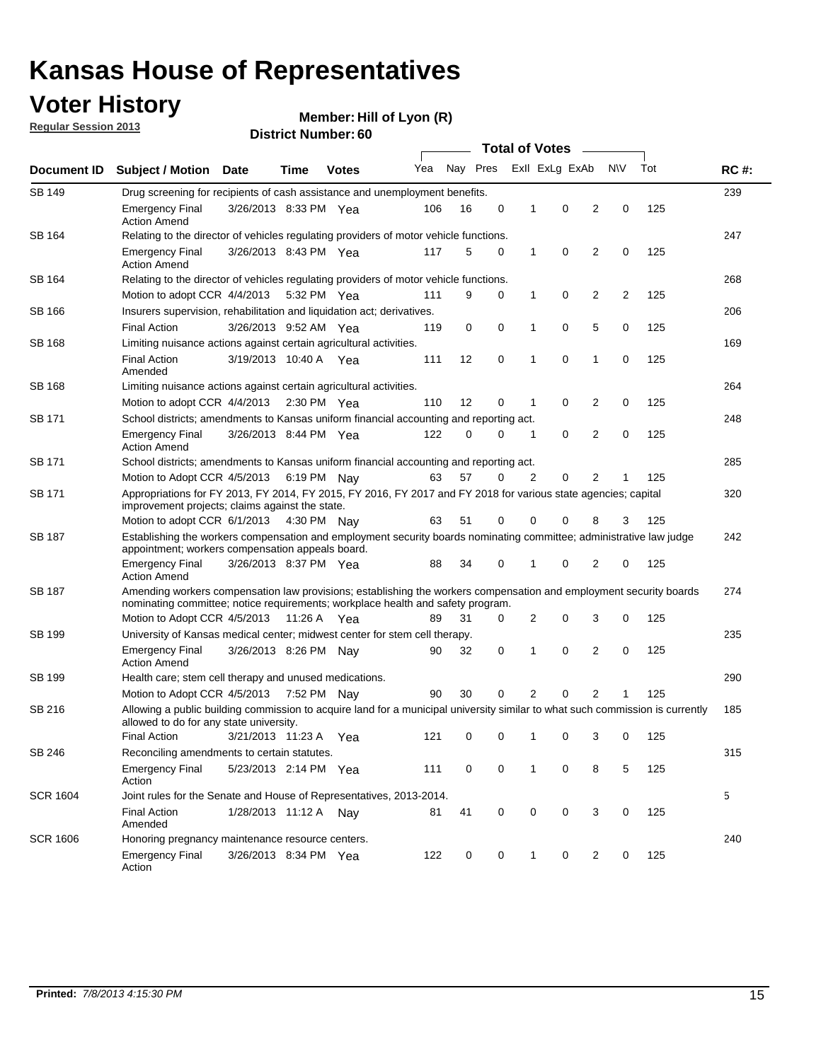# Kansas House of Representatives

## Voter History

**Regular Session 2013**

**Member: Hill of Lyon (R)**

**District Number: 60**

| Document ID | Subject / Motion | Date | Time | Votes | Yea | Nay | Pres | ExII | ExLg | ExAb | N\V | Tot | RC #: |
|---|---|---|---|---|---|---|---|---|---|---|---|---|---|
| SB 149 | Drug screening for recipients of cash assistance and unemployment benefits. | | | | | | | | | | | | 239 |
| | Emergency Final Action Amend | 3/26/2013 | 8:33 PM | Yea | 106 | 16 | 0 | 1 | 0 | 2 | 0 | 125 | |
| SB 164 | Relating to the director of vehicles regulating providers of motor vehicle functions. | | | | | | | | | | | | 247 |
| | Emergency Final Action Amend | 3/26/2013 | 8:43 PM | Yea | 117 | 5 | 0 | 1 | 0 | 2 | 0 | 125 | |
| SB 164 | Relating to the director of vehicles regulating providers of motor vehicle functions. | | | | | | | | | | | | 268 |
| | Motion to adopt CCR | 4/4/2013 | 5:32 PM | Yea | 111 | 9 | 0 | 1 | 0 | 2 | 2 | 125 | |
| SB 166 | Insurers supervision, rehabilitation and liquidation act; derivatives. | | | | | | | | | | | | 206 |
| | Final Action | 3/26/2013 | 9:52 AM | Yea | 119 | 0 | 0 | 1 | 0 | 5 | 0 | 125 | |
| SB 168 | Limiting nuisance actions against certain agricultural activities. | | | | | | | | | | | | 169 |
| | Final Action Amended | 3/19/2013 | 10:40 A | Yea | 111 | 12 | 0 | 1 | 0 | 1 | 0 | 125 | |
| SB 168 | Limiting nuisance actions against certain agricultural activities. | | | | | | | | | | | | 264 |
| | Motion to adopt CCR | 4/4/2013 | 2:30 PM | Yea | 110 | 12 | 0 | 1 | 0 | 2 | 0 | 125 | |
| SB 171 | School districts; amendments to Kansas uniform financial accounting and reporting act. | | | | | | | | | | | | 248 |
| | Emergency Final Action Amend | 3/26/2013 | 8:44 PM | Yea | 122 | 0 | 0 | 1 | 0 | 2 | 0 | 125 | |
| SB 171 | School districts; amendments to Kansas uniform financial accounting and reporting act. | | | | | | | | | | | | 285 |
| | Motion to Adopt CCR | 4/5/2013 | 6:19 PM | Nay | 63 | 57 | 0 | 2 | 0 | 2 | 1 | 125 | |
| SB 171 | Appropriations for FY 2013, FY 2014, FY 2015, FY 2016, FY 2017 and FY 2018 for various state agencies; capital improvement projects; claims against the state. | | | | | | | | | | | | 320 |
| | Motion to adopt CCR | 6/1/2013 | 4:30 PM | Nay | 63 | 51 | 0 | 0 | 0 | 8 | 3 | 125 | |
| SB 187 | Establishing the workers compensation and employment security boards nominating committee; administrative law judge appointment; workers compensation appeals board. | | | | | | | | | | | | 242 |
| | Emergency Final Action Amend | 3/26/2013 | 8:37 PM | Yea | 88 | 34 | 0 | 1 | 0 | 2 | 0 | 125 | |
| SB 187 | Amending workers compensation law provisions; establishing the workers compensation and employment security boards nominating committee; notice requirements; workplace health and safety program. | | | | | | | | | | | | 274 |
| | Motion to Adopt CCR | 4/5/2013 | 11:26 A | Yea | 89 | 31 | 0 | 2 | 0 | 3 | 0 | 125 | |
| SB 199 | University of Kansas medical center; midwest center for stem cell therapy. | | | | | | | | | | | | 235 |
| | Emergency Final Action Amend | 3/26/2013 | 8:26 PM | Nay | 90 | 32 | 0 | 1 | 0 | 2 | 0 | 125 | |
| SB 199 | Health care; stem cell therapy and unused medications. | | | | | | | | | | | | 290 |
| | Motion to Adopt CCR | 4/5/2013 | 7:52 PM | Nay | 90 | 30 | 0 | 2 | 0 | 2 | 1 | 125 | |
| SB 216 | Allowing a public building commission to acquire land for a municipal university similar to what such commission is currently allowed to do for any state university. | | | | | | | | | | | | 185 |
| | Final Action | 3/21/2013 | 11:23 A | Yea | 121 | 0 | 0 | 1 | 0 | 3 | 0 | 125 | |
| SB 246 | Reconciling amendments to certain statutes. | | | | | | | | | | | | 315 |
| | Emergency Final Action | 5/23/2013 | 2:14 PM | Yea | 111 | 0 | 0 | 1 | 0 | 8 | 5 | 125 | |
| SCR 1604 | Joint rules for the Senate and House of Representatives, 2013-2014. | | | | | | | | | | | | 5 |
| | Final Action Amended | 1/28/2013 | 11:12 A | Nay | 81 | 41 | 0 | 0 | 0 | 3 | 0 | 125 | |
| SCR 1606 | Honoring pregnancy maintenance resource centers. | | | | | | | | | | | | 240 |
| | Emergency Final Action | 3/26/2013 | 8:34 PM | Yea | 122 | 0 | 0 | 1 | 0 | 2 | 0 | 125 | |

**Printed:** *7/8/2013 4:15:30 PM*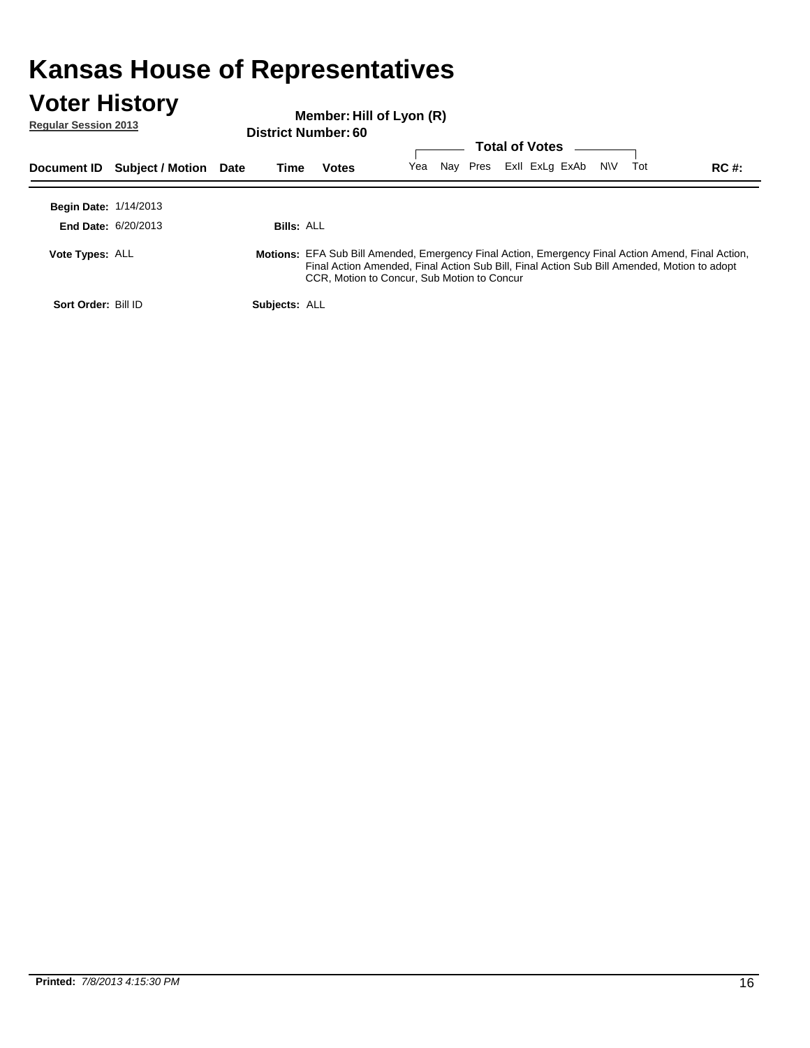# Kansas House of Representatives

## Voter History

**Regular Session 2013**

**Member: Hill of Lyon (R)**

**District Number: 60**

| Document ID | Subject / Motion | Date | Time | Votes | Yea | Nay | Pres | ExII | ExLg | ExAb | N\V | Tot | RC #: |
|---|---|---|---|---|---|---|---|---|---|---|---|---|---|

**Begin Date:** 1/14/2013

**End Date:** 6/20/2013

**Bills:** ALL

**Vote Types:** ALL

**Motions:** EFA Sub Bill Amended, Emergency Final Action, Emergency Final Action Amend, Final Action, Final Action Amended, Final Action Sub Bill, Final Action Sub Bill Amended, Motion to adopt CCR, Motion to Concur, Sub Motion to Concur

**Sort Order:** Bill ID

**Subjects:** ALL

**Printed:** *7/8/2013 4:15:30 PM*